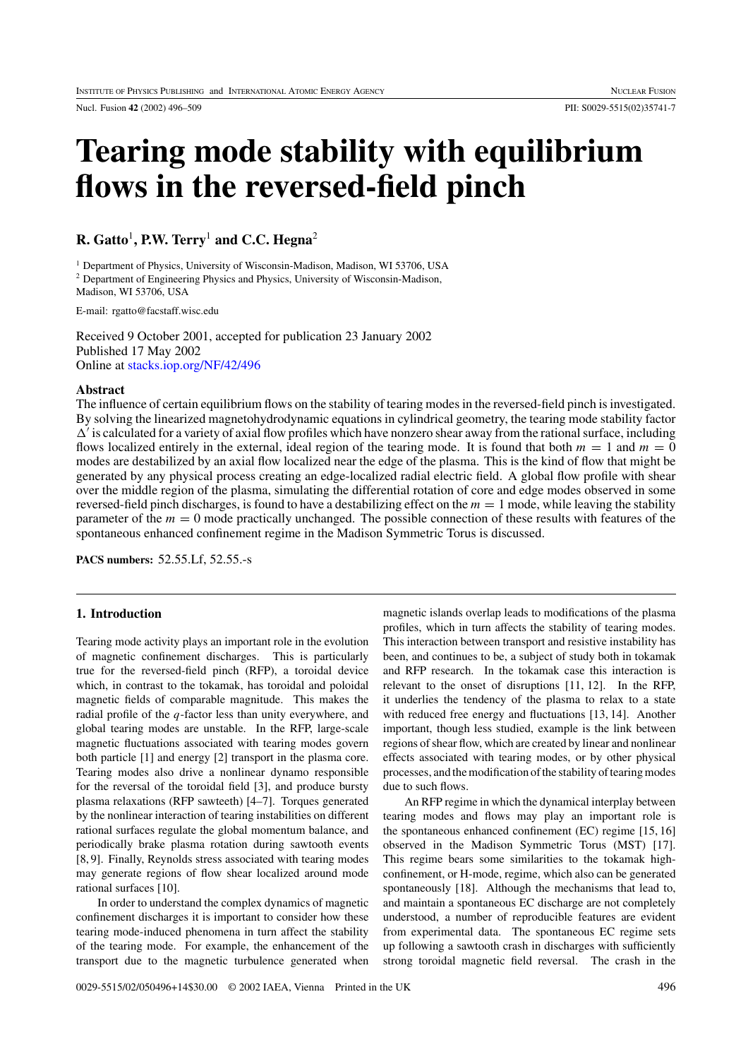# Tearing mode stability with equilibrium flows in the reversed-field pinch

**R. Gatto**[1], **P.W. Terry**[1] **and C.C. Hegna**[2]

[1] Department of Physics, University of Wisconsin-Madison, Madison, WI 53706, USA
[2] Department of Engineering Physics and Physics, University of Wisconsin-Madison, Madison, WI 53706, USA

E-mail: rgatto@facstaff.wisc.edu

Received 9 October 2001, accepted for publication 23 January 2002
Published 17 May 2002
Online at stacks.iop.org/NF/42/496

### Abstract

The influence of certain equilibrium flows on the stability of tearing modes in the reversed-field pinch is investigated. By solving the linearized magnetohydrodynamic equations in cylindrical geometry, the tearing mode stability factor $\Delta'$ is calculated for a variety of axial flow profiles which have nonzero shear away from the rational surface, including flows localized entirely in the external, ideal region of the tearing mode. It is found that both $m = 1$ and $m = 0$ modes are destabilized by an axial flow localized near the edge of the plasma. This is the kind of flow that might be generated by any physical process creating an edge-localized radial electric field. A global flow profile with shear over the middle region of the plasma, simulating the differential rotation of core and edge modes observed in some reversed-field pinch discharges, is found to have a destabilizing effect on the $m = 1$ mode, while leaving the stability parameter of the $m = 0$ mode practically unchanged. The possible connection of these results with features of the spontaneous enhanced confinement regime in the Madison Symmetric Torus is discussed.

**PACS numbers:** 52.55.Lf, 52.55.-s

## 1. Introduction

Tearing mode activity plays an important role in the evolution of magnetic confinement discharges. This is particularly true for the reversed-field pinch (RFP), a toroidal device which, in contrast to the tokamak, has toroidal and poloidal magnetic fields of comparable magnitude. This makes the radial profile of the $q$-factor less than unity everywhere, and global tearing modes are unstable. In the RFP, large-scale magnetic fluctuations associated with tearing modes govern both particle [1] and energy [2] transport in the plasma core. Tearing modes also drive a nonlinear dynamo responsible for the reversal of the toroidal field [3], and produce bursty plasma relaxations (RFP sawteeth) [4–7]. Torques generated by the nonlinear interaction of tearing instabilities on different rational surfaces regulate the global momentum balance, and periodically brake plasma rotation during sawtooth events [8, 9]. Finally, Reynolds stress associated with tearing modes may generate regions of flow shear localized around mode rational surfaces [10].

In order to understand the complex dynamics of magnetic confinement discharges it is important to consider how these tearing mode-induced phenomena in turn affect the stability of the tearing mode. For example, the enhancement of the transport due to the magnetic turbulence generated when magnetic islands overlap leads to modifications of the plasma profiles, which in turn affects the stability of tearing modes. This interaction between transport and resistive instability has been, and continues to be, a subject of study both in tokamak and RFP research. In the tokamak case this interaction is relevant to the onset of disruptions [11, 12]. In the RFP, it underlies the tendency of the plasma to relax to a state with reduced free energy and fluctuations [13, 14]. Another important, though less studied, example is the link between regions of shear flow, which are created by linear and nonlinear effects associated with tearing modes, or by other physical processes, and the modification of the stability of tearing modes due to such flows.

An RFP regime in which the dynamical interplay between tearing modes and flows may play an important role is the spontaneous enhanced confinement (EC) regime [15, 16] observed in the Madison Symmetric Torus (MST) [17]. This regime bears some similarities to the tokamak high-confinement, or H-mode, regime, which also can be generated spontaneously [18]. Although the mechanisms that lead to, and maintain a spontaneous EC discharge are not completely understood, a number of reproducible features are evident from experimental data. The spontaneous EC regime sets up following a sawtooth crash in discharges with sufficiently strong toroidal magnetic field reversal. The crash in the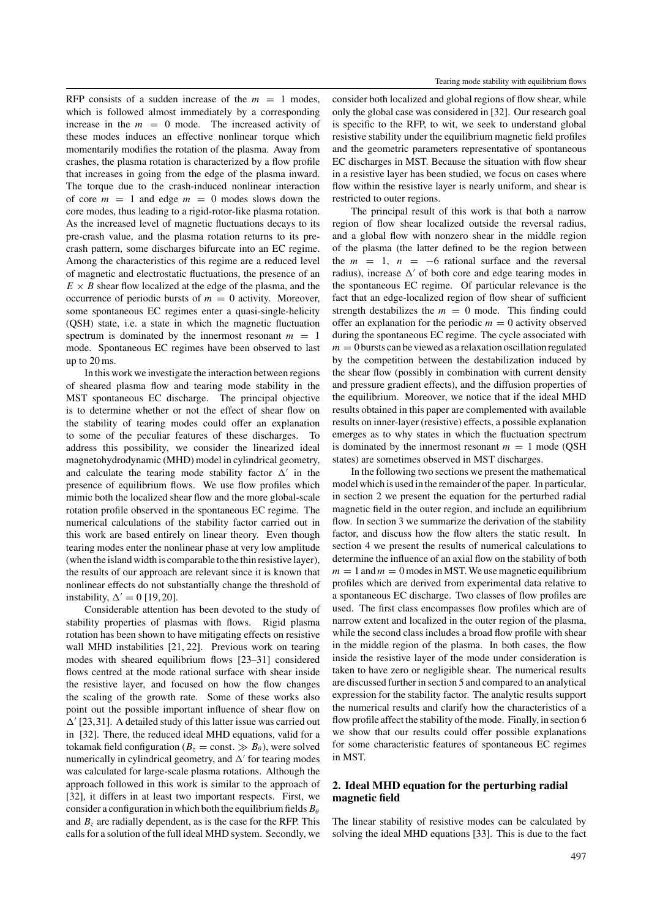RFP consists of a sudden increase of the $m = 1$ modes, which is followed almost immediately by a corresponding increase in the $m = 0$ mode. The increased activity of these modes induces an effective nonlinear torque which momentarily modifies the rotation of the plasma. Away from crashes, the plasma rotation is characterized by a flow profile that increases in going from the edge of the plasma inward. The torque due to the crash-induced nonlinear interaction of core $m = 1$ and edge $m = 0$ modes slows down the core modes, thus leading to a rigid-rotor-like plasma rotation. As the increased level of magnetic fluctuations decays to its pre-crash value, and the plasma rotation returns to its pre-crash pattern, some discharges bifurcate into an EC regime. Among the characteristics of this regime are a reduced level of magnetic and electrostatic fluctuations, the presence of an $E \times B$ shear flow localized at the edge of the plasma, and the occurrence of periodic bursts of $m = 0$ activity. Moreover, some spontaneous EC regimes enter a quasi-single-helicity (QSH) state, i.e. a state in which the magnetic fluctuation spectrum is dominated by the innermost resonant $m = 1$ mode. Spontaneous EC regimes have been observed to last up to 20 ms.

In this work we investigate the interaction between regions of sheared plasma flow and tearing mode stability in the MST spontaneous EC discharge. The principal objective is to determine whether or not the effect of shear flow on the stability of tearing modes could offer an explanation to some of the peculiar features of these discharges. To address this possibility, we consider the linearized ideal magnetohydrodynamic (MHD) model in cylindrical geometry, and calculate the tearing mode stability factor $\Delta'$ in the presence of equilibrium flows. We use flow profiles which mimic both the localized shear flow and the more global-scale rotation profile observed in the spontaneous EC regime. The numerical calculations of the stability factor carried out in this work are based entirely on linear theory. Even though tearing modes enter the nonlinear phase at very low amplitude (when the island width is comparable to the thin resistive layer), the results of our approach are relevant since it is known that nonlinear effects do not substantially change the threshold of instability, $\Delta' = 0$ [19, 20].

Considerable attention has been devoted to the study of stability properties of plasmas with flows. Rigid plasma rotation has been shown to have mitigating effects on resistive wall MHD instabilities [21, 22]. Previous work on tearing modes with sheared equilibrium flows [23–31] considered flows centred at the mode rational surface with shear inside the resistive layer, and focused on how the flow changes the scaling of the growth rate. Some of these works also point out the possible important influence of shear flow on $\Delta'$ [23, 31]. A detailed study of this latter issue was carried out in [32]. There, the reduced ideal MHD equations, valid for a tokamak field configuration ($B_z = \text{const.} \gg B_\theta$), were solved numerically in cylindrical geometry, and $\Delta'$ for tearing modes was calculated for large-scale plasma rotations. Although the approach followed in this work is similar to the approach of [32], it differs in at least two important respects. First, we consider a configuration in which both the equilibrium fields $B_\theta$ and $B_z$ are radially dependent, as is the case for the RFP. This calls for a solution of the full ideal MHD system. Secondly, we consider both localized and global regions of flow shear, while only the global case was considered in [32]. Our research goal is specific to the RFP, to wit, we seek to understand global resistive stability under the equilibrium magnetic field profiles and the geometric parameters representative of spontaneous EC discharges in MST. Because the situation with flow shear in a resistive layer has been studied, we focus on cases where flow within the resistive layer is nearly uniform, and shear is restricted to outer regions.

The principal result of this work is that both a narrow region of flow shear localized outside the reversal radius, and a global flow with nonzero shear in the middle region of the plasma (the latter defined to be the region between the $m = 1$, $n = -6$ rational surface and the reversal radius), increase $\Delta'$ of both core and edge tearing modes in the spontaneous EC regime. Of particular relevance is the fact that an edge-localized region of flow shear of sufficient strength destabilizes the $m = 0$ mode. This finding could offer an explanation for the periodic $m = 0$ activity observed during the spontaneous EC regime. The cycle associated with $m = 0$ bursts can be viewed as a relaxation oscillation regulated by the competition between the destabilization induced by the shear flow (possibly in combination with current density and pressure gradient effects), and the diffusion properties of the equilibrium. Moreover, we notice that if the ideal MHD results obtained in this paper are complemented with available results on inner-layer (resistive) effects, a possible explanation emerges as to why states in which the fluctuation spectrum is dominated by the innermost resonant $m = 1$ mode (QSH states) are sometimes observed in MST discharges.

In the following two sections we present the mathematical model which is used in the remainder of the paper. In particular, in section 2 we present the equation for the perturbed radial magnetic field in the outer region, and include an equilibrium flow. In section 3 we summarize the derivation of the stability factor, and discuss how the flow alters the static result. In section 4 we present the results of numerical calculations to determine the influence of an axial flow on the stability of both $m = 1$ and $m = 0$ modes in MST. We use magnetic equilibrium profiles which are derived from experimental data relative to a spontaneous EC discharge. Two classes of flow profiles are used. The first class encompasses flow profiles which are of narrow extent and localized in the outer region of the plasma, while the second class includes a broad flow profile with shear in the middle region of the plasma. In both cases, the flow inside the resistive layer of the mode under consideration is taken to have zero or negligible shear. The numerical results are discussed further in section 5 and compared to an analytical expression for the stability factor. The analytic results support the numerical results and clarify how the characteristics of a flow profile affect the stability of the mode. Finally, in section 6 we show that our results could offer possible explanations for some characteristic features of spontaneous EC regimes in MST.

## 2. Ideal MHD equation for the perturbing radial magnetic field

The linear stability of resistive modes can be calculated by solving the ideal MHD equations [33]. This is due to the fact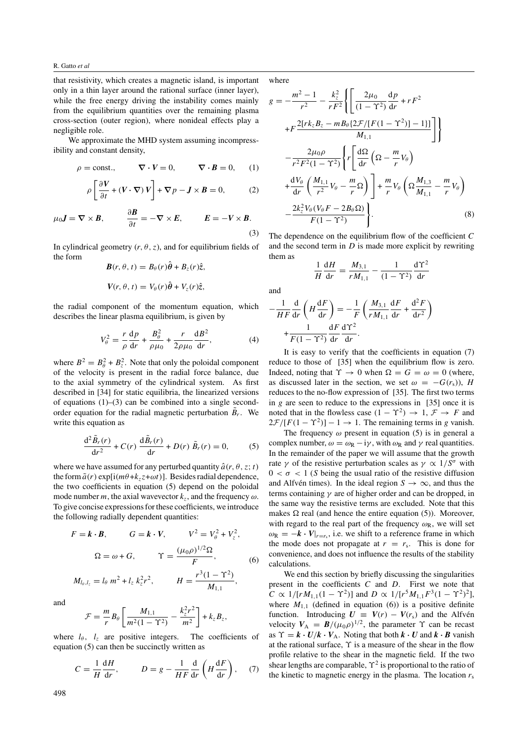that resistivity, which creates a magnetic island, is important only in a thin layer around the rational surface (inner layer), while the free energy driving the instability comes mainly from the equilibrium quantities over the remaining plasma cross-section (outer region), where nonideal effects play a negligible role.

We approximate the MHD system assuming incompressibility and constant density,

$$\rho = \text{const.}, \qquad \nabla\cdot\boldsymbol{V} = 0, \qquad \nabla\cdot\boldsymbol{B} = 0, \tag{1}$$

$$\rho\left[\frac{\partial \boldsymbol{V}}{\partial t} + (\boldsymbol{V}\cdot\nabla)\,\boldsymbol{V}\right] + \nabla p - \boldsymbol{J}\times\boldsymbol{B} = 0, \tag{2}$$

$$\mu_0\boldsymbol{J} = \nabla\times\boldsymbol{B}, \qquad \frac{\partial \boldsymbol{B}}{\partial t} = -\nabla\times\boldsymbol{E}, \qquad \boldsymbol{E} = -\boldsymbol{V}\times\boldsymbol{B}. \tag{3}$$

In cylindrical geometry $(r, \theta, z)$, and for equilibrium fields of the form

$$\boldsymbol{B}(r,\theta,t) = B_\theta(r)\hat{\boldsymbol{\theta}} + B_z(r)\hat{\boldsymbol{z}},$$

$$\boldsymbol{V}(r,\theta,t) = V_\theta(r)\hat{\boldsymbol{\theta}} + V_z(r)\hat{\boldsymbol{z}},$$

the radial component of the momentum equation, which describes the linear plasma equilibrium, is given by

$$V_\theta^2 = \frac{r}{\rho}\frac{\mathrm{d}p}{\mathrm{d}r} + \frac{B_\theta^2}{\rho\mu_0} + \frac{r}{2\rho\mu_0}\frac{\mathrm{d}B^2}{\mathrm{d}r}, \tag{4}$$

where $B^2 = B_\theta^2 + B_z^2$. Note that only the poloidal component of the velocity is present in the radial force balance, due to the axial symmetry of the cylindrical system. As first described in [34] for static equilibria, the linearized versions of equations (1)–(3) can be combined into a single second-order equation for the radial magnetic perturbation $\tilde{B}_r$. We write this equation as

$$\frac{\mathrm{d}^2\tilde{B}_r(r)}{\mathrm{d}r^2} + C(r)\,\frac{\mathrm{d}\tilde{B}_r(r)}{\mathrm{d}r} + D(r)\,\tilde{B}_r(r) = 0, \tag{5}$$

where we have assumed for any perturbed quantity $\hat{a}(r,\theta,z;t)$ the form $\tilde{a}(r)\exp[\mathrm{i}(m\theta + k_z z + \omega t)]$. Besides radial dependence, the two coefficients in equation (5) depend on the poloidal mode number $m$, the axial wavevector $k_z$, and the frequency $\omega$. To give concise expressions for these coefficients, we introduce the following radially dependent quantities:

$$F = \boldsymbol{k}\cdot\boldsymbol{B}, \qquad G = \boldsymbol{k}\cdot\boldsymbol{V}, \qquad V^2 = V_\theta^2 + V_z^2,$$

$$\Omega = \omega + G, \qquad \Upsilon = \frac{(\mu_0\rho)^{1/2}\Omega}{F}, \tag{6}$$

$$M_{l_\theta,l_z} = l_\theta\, m^2 + l_z\, k_z^2 r^2, \qquad H = \frac{r^3(1-\Upsilon^2)}{M_{1,1}},$$

and

$$\mathcal{F} = \frac{m}{r}B_\theta\left[\frac{M_{1,1}}{m^2(1-\Upsilon^2)} - \frac{k_z^2 r^2}{m^2}\right] + k_z B_z,$$

where $l_\theta$, $l_z$ are positive integers. The coefficients of equation (5) can then be succinctly written as

$$C = \frac{1}{H}\frac{\mathrm{d}H}{\mathrm{d}r}, \qquad D = g - \frac{1}{HF}\frac{\mathrm{d}}{\mathrm{d}r}\left(H\frac{\mathrm{d}F}{\mathrm{d}r}\right), \tag{7}$$

where

$$\begin{aligned}
g = &-\frac{m^2-1}{r^2} - \frac{k_z^2}{rF^2}\Bigg\{\Bigg[\frac{2\mu_0}{(1-\Upsilon^2)}\frac{\mathrm{d}p}{\mathrm{d}r} + rF^2 \\
&+ F\frac{2[rk_zB_z - mB_\theta\{2\mathcal{F}/[F(1-\Upsilon^2)]-1\}]}{M_{1,1}}\Bigg]\Bigg\} \\
&- \frac{2\mu_0\rho}{r^2F^2(1-\Upsilon^2)}\Bigg\{r\Bigg[\frac{\mathrm{d}\Omega}{\mathrm{d}r}\left(\Omega - \frac{m}{r}V_\theta\right) \\
&+ \frac{\mathrm{d}V_\theta}{\mathrm{d}r}\left(\frac{M_{1,1}}{r^2}V_\theta - \frac{m}{r}\Omega\right)\Bigg] + \frac{m}{r}V_\theta\left(\Omega\frac{M_{1,3}}{M_{1,1}} - \frac{m}{r}V_\theta\right) \\
&- \frac{2k_z^2V_\theta(V_\theta F - 2B_\theta\Omega)}{F(1-\Upsilon^2)}\Bigg\}.
\end{aligned} \tag{8}$$

The dependence on the equilibrium flow of the coefficient $C$ and the second term in $D$ is made more explicit by rewriting them as

$$\frac{1}{H}\frac{\mathrm{d}H}{\mathrm{d}r} = \frac{M_{3,1}}{rM_{1,1}} - \frac{1}{(1-\Upsilon^2)}\frac{\mathrm{d}\Upsilon^2}{\mathrm{d}r}$$

and

$$\begin{aligned}
-\frac{1}{HF}\frac{\mathrm{d}}{\mathrm{d}r}\left(H\frac{\mathrm{d}F}{\mathrm{d}r}\right) = &-\frac{1}{F}\left(\frac{M_{3,1}}{rM_{1,1}}\frac{\mathrm{d}F}{\mathrm{d}r} + \frac{\mathrm{d}^2F}{\mathrm{d}r^2}\right) \\
&+ \frac{1}{F(1-\Upsilon^2)}\frac{\mathrm{d}F}{\mathrm{d}r}\frac{\mathrm{d}\Upsilon^2}{\mathrm{d}r}.
\end{aligned}$$

It is easy to verify that the coefficients in equation (7) reduce to those of [35] when the equilibrium flow is zero. Indeed, noting that $\Upsilon \to 0$ when $\Omega = G = \omega = 0$ (where, as discussed later in the section, we set $\omega = -G(r_s)$), $H$ reduces to the no-flow expression of [35]. The first two terms in $g$ are seen to reduce to the expressions in [35] once it is noted that in the flowless case $(1-\Upsilon^2) \to 1$, $\mathcal{F} \to F$ and $2\mathcal{F}/[F(1-\Upsilon^2)] - 1 \to 1$. The remaining terms in $g$ vanish.

The frequency $\omega$ present in equation (5) is in general a complex number, $\omega = \omega_R - \mathrm{i}\gamma$, with $\omega_R$ and $\gamma$ real quantities. In the remainder of the paper we will assume that the growth rate $\gamma$ of the resistive perturbation scales as $\gamma \propto 1/S^\sigma$ with $0 < \sigma < 1$ ($S$ being the usual ratio of the resistive diffusion and Alfvén times). In the ideal region $S \to \infty$, and thus the terms containing $\gamma$ are of higher order and can be dropped, in the same way the resistive terms are excluded. Note that this makes $\Omega$ real (and hence the entire equation (5)). Moreover, with regard to the real part of the frequency $\omega_R$, we will set $\omega_R = -\boldsymbol{k}\cdot\boldsymbol{V}|_{r=r_s}$, i.e. we shift to a reference frame in which the mode does not propagate at $r = r_s$. This is done for convenience, and does not influence the results of the stability calculations.

We end this section by briefly discussing the singularities present in the coefficients $C$ and $D$. First we note that $C \propto 1/[rM_{1,1}(1-\Upsilon^2)]$ and $D \propto 1/[r^5M_{1,1}F^3(1-\Upsilon^2)^2]$, where $M_{1,1}$ (defined in equation (6)) is a positive definite function. Introducing $\boldsymbol{U} \equiv \boldsymbol{V}(r) - \boldsymbol{V}(r_s)$ and the Alfvén velocity $\boldsymbol{V}_A = \boldsymbol{B}/(\mu_0\rho)^{1/2}$, the parameter $\Upsilon$ can be recast as $\Upsilon = \boldsymbol{k}\cdot\boldsymbol{U}/\boldsymbol{k}\cdot\boldsymbol{V}_A$. Noting that both $\boldsymbol{k}\cdot\boldsymbol{U}$ and $\boldsymbol{k}\cdot\boldsymbol{B}$ vanish at the rational surface, $\Upsilon$ is a measure of the shear in the flow profile relative to the shear in the magnetic field. If the two shear lengths are comparable, $\Upsilon^2$ is proportional to the ratio of the kinetic to magnetic energy in the plasma. The location $r_s$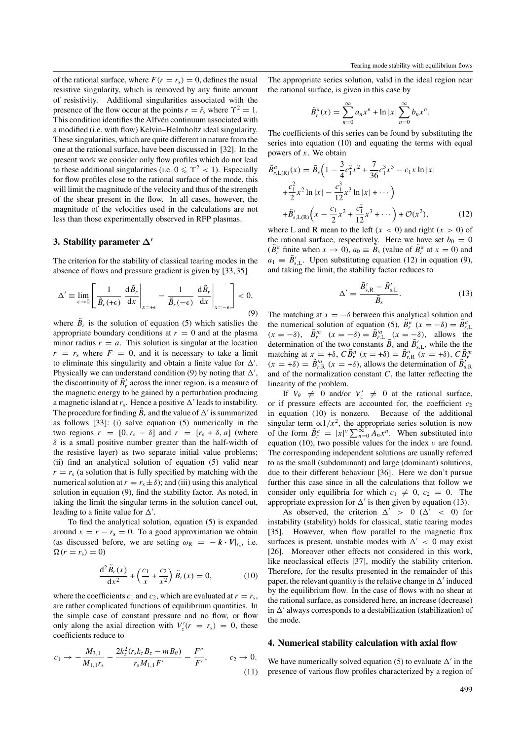of the rational surface, where $F(r = r_s) = 0$, defines the usual resistive singularity, which is removed by any finite amount of resistivity. Additional singularities associated with the presence of the flow occur at the points $r = \bar{r}_s$ where $\Upsilon^2 = 1$. This condition identifies the Alfvén continuum associated with a modified (i.e. with flow) Kelvin–Helmholtz ideal singularity. These singularities, which are quite different in nature from the one at the rational surface, have been discussed in [32]. In the present work we consider only flow profiles which do not lead to these additional singularities (i.e. $0 \leqslant \Upsilon^2 < 1$). Especially for flow profiles close to the rational surface of the mode, this will limit the magnitude of the velocity and thus of the strength of the shear present in the flow. In all cases, however, the magnitude of the velocities used in the calculations are not less than those experimentally observed in RFP plasmas.

## 3. Stability parameter $\Delta'$

The criterion for the stability of classical tearing modes in the absence of flows and pressure gradient is given by [33, 35]

$$\Delta' \equiv \lim_{\epsilon \to 0} \left[ \frac{1}{\tilde{B}_r(+\epsilon)} \left. \frac{\mathrm{d}\tilde{B}_r}{\mathrm{d}x} \right|_{x=+\epsilon} - \frac{1}{\tilde{B}_r(-\epsilon)} \left. \frac{\mathrm{d}\tilde{B}_r}{\mathrm{d}x} \right|_{x=-\epsilon} \right] < 0, \tag{9}$$

where $\tilde{B}_r$ is the solution of equation (5) which satisfies the appropriate boundary conditions at $r = 0$ and at the plasma minor radius $r = a$. This solution is singular at the location $r = r_s$ where $F = 0$, and it is necessary to take a limit to eliminate this singularity and obtain a finite value for $\Delta'$. Physically we can understand condition (9) by noting that $\Delta'$, the discontinuity of $\tilde{B}_r'$ across the inner region, is a measure of the magnetic energy to be gained by a perturbation producing a magnetic island at $r_s$. Hence a positive $\Delta'$ leads to instability. The procedure for finding $\tilde{B}_r$ and the value of $\Delta'$ is summarized as follows [33]: (i) solve equation (5) numerically in the two regions $r = [0, r_s - \delta]$ and $r = [r_s + \delta, a]$ (where $\delta$ is a small positive number greater than the half-width of the resistive layer) as two separate initial value problems; (ii) find an analytical solution of equation (5) valid near $r = r_s$ (a solution that is fully specified by matching with the numerical solution at $r = r_s \pm \delta$); and (iii) using this analytical solution in equation (9), find the stability factor. As noted, in taking the limit the singular terms in the solution cancel out, leading to a finite value for $\Delta'$.

To find the analytical solution, equation (5) is expanded around $x = r - r_s = 0$. To a good approximation we obtain (as discussed before, we are setting $\omega_R = -\boldsymbol{k} \cdot \boldsymbol{V}|_{r_s}$, i.e. $\Omega(r = r_s) = 0$)

$$\frac{\mathrm{d}^2 \tilde{B}_r(x)}{\mathrm{d}x^2} + \left( \frac{c_1}{x} + \frac{c_2}{x^2} \right) \tilde{B}_r(x) = 0, \tag{10}$$

where the coefficients $c_1$ and $c_2$, which are evaluated at $r = r_s$, are rather complicated functions of equilibrium quantities. In the simple case of constant pressure and no flow, or flow only along the axial direction with $V_z'(r = r_s) = 0$, these coefficients reduce to

$$c_1 \to -\frac{M_{3,1}}{M_{1,1} r_s} - \frac{2k_z^2 (r_s k_z B_z - m B_\theta)}{r_s M_{1,1} F'} - \frac{F''}{F'}, \qquad c_2 \to 0. \tag{11}$$

The appropriate series solution, valid in the ideal region near the rational surface, is given in this case by

$$\tilde{B}_r^a(x) = \sum_{n=0}^{\infty} a_n x^n + \ln|x| \sum_{n=0}^{\infty} b_n x^n.$$

The coefficients of this series can be found by substituting the series into equation (10) and equating the terms with equal powers of $x$. We obtain

$$\begin{aligned} \tilde{B}^a_{r,\mathrm{L(R)}}(x) = {} & \tilde{B}_s \Big( 1 - \frac{3}{4} c_1^2 x^2 + \frac{7}{36} c_1^3 x^3 - c_1 x \ln|x| \\ & + \frac{c_1^2}{2} x^2 \ln|x| - \frac{c_1^3}{12} x^3 \ln|x| + \cdots \Big) \\ & + \tilde{B}'_{s,\mathrm{L(R)}} \Big( x - \frac{c_1}{2} x^2 + \frac{c_1^2}{12} x^3 + \cdots \Big) + \mathcal{O}(x^2), \end{aligned} \tag{12}$$

where L and R mean to the left ($x < 0$) and right ($x > 0$) of the rational surface, respectively. Here we have set $b_0 = 0$ ($\tilde{B}_r^a$ finite when $x \to 0$), $a_0 \equiv \tilde{B}_s$ (value of $\tilde{B}_r^a$ at $x = 0$) and $a_1 \equiv \tilde{B}'_{s,\mathrm{L}}$. Upon substituting equation (12) in equation (9), and taking the limit, the stability factor reduces to

$$\Delta' = \frac{\tilde{B}'_{s,\mathrm{R}} - \tilde{B}'_{s,\mathrm{L}}}{\tilde{B}_s}. \tag{13}$$

The matching at $x = -\delta$ between this analytical solution and the numerical solution of equation (5), $\tilde{B}_r^n\ (x = -\delta) = \tilde{B}^a_{r,\mathrm{L}}\ (x = -\delta)$, $\tilde{B}_r'^n\ (x = -\delta) = \tilde{B}'^a_{r,\mathrm{L}}\ (x = -\delta)$, allows the determination of the two constants $\tilde{B}_s$ and $\tilde{B}'_{s,\mathrm{L}}$, while the the matching at $x = +\delta$, $C\tilde{B}_r^n\ (x = +\delta) = \tilde{B}^a_{r,\mathrm{R}}\ (x = +\delta)$, $C\tilde{B}_r'^n\ (x = +\delta) = \tilde{B}'^a_{r,\mathrm{R}}\ (x = +\delta)$, allows the determination of $\tilde{B}'_{s,\mathrm{R}}$ and of the normalization constant $C$, the latter reflecting the linearity of the problem.

If $V_\theta \neq 0$ and/or $V_z' \neq 0$ at the rational surface, or if pressure effects are accounted for, the coefficient $c_2$ in equation (10) is nonzero. Because of the additional singular term $\propto 1/x^2$, the appropriate series solution is now of the form $\tilde{B}_r^a = |x|^\nu \sum_{n=0}^{\infty} A_n x^n$. When substituted into equation (10), two possible values for the index $\nu$ are found. The corresponding independent solutions are usually referred to as the small (subdominant) and large (dominant) solutions, due to their different behaviour [36]. Here we don't pursue further this case since in all the calculations that follow we consider only equilibria for which $c_1 \neq 0$, $c_2 = 0$. The appropriate expression for $\Delta'$ is then given by equation (13).

As observed, the criterion $\Delta' > 0$ ($\Delta' < 0$) for instability (stability) holds for classical, static tearing modes [35]. However, when flow parallel to the magnetic flux surfaces is present, unstable modes with $\Delta' < 0$ may exist [26]. Moreover other effects not considered in this work, like neoclassical effects [37], modify the stability criterion. Therefore, for the results presented in the remainder of this paper, the relevant quantity is the relative change in $\Delta'$ induced by the equilibrium flow. In the case of flows with no shear at the rational surface, as considered here, an increase (decrease) in $\Delta'$ always corresponds to a destabilization (stabilization) of the mode.

## 4. Numerical stability calculation with axial flow

We have numerically solved equation (5) to evaluate $\Delta'$ in the presence of various flow profiles characterized by a region of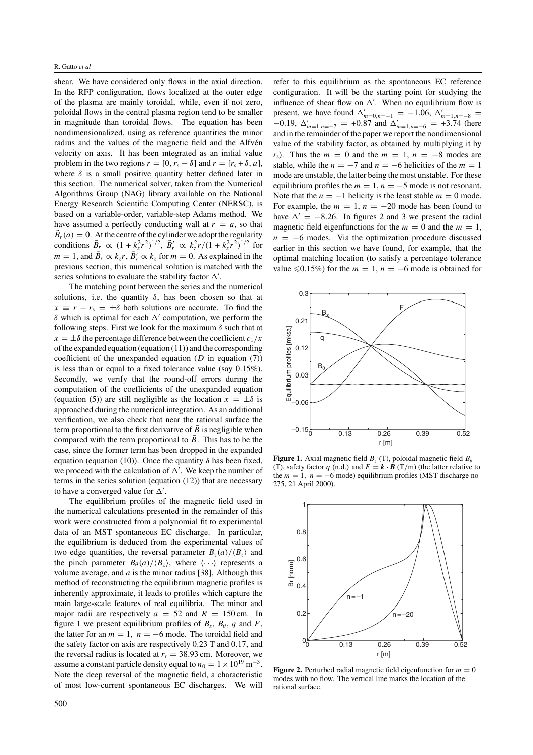shear. We have considered only flows in the axial direction. In the RFP configuration, flows localized at the outer edge of the plasma are mainly toroidal, while, even if not zero, poloidal flows in the central plasma region tend to be smaller in magnitude than toroidal flows. The equation has been nondimensionalized, using as reference quantities the minor radius and the values of the magnetic field and the Alfvén velocity on axis. It has been integrated as an initial value problem in the two regions $r = [0, r_s - \delta]$ and $r = [r_s + \delta, a]$, where $\delta$ is a small positive quantity better defined later in this section. The numerical solver, taken from the Numerical Algorithms Group (NAG) library available on the National Energy Research Scientific Computing Center (NERSC), is based on a variable-order, variable-step Adams method. We have assumed a perfectly conducting wall at $r = a$, so that $\tilde{B}_r(a) = 0$. At the centre of the cylinder we adopt the regularity conditions $\tilde{B}_r \propto (1 + k_z^2 r^2)^{1/2}$, $\tilde{B}_r' \propto k_z^2 r/(1 + k_z^2 r^2)^{1/2}$ for $m = 1$, and $\tilde{B}_r \propto k_z r$, $\tilde{B}_r' \propto k_z$ for $m = 0$. As explained in the previous section, this numerical solution is matched with the series solutions to evaluate the stability factor $\Delta'$.

The matching point between the series and the numerical solutions, i.e. the quantity $\delta$, has been chosen so that at $x \equiv r - r_s = \pm\delta$ both solutions are accurate. To find the $\delta$ which is optimal for each $\Delta'$ computation, we perform the following steps. First we look for the maximum $\delta$ such that at $x = \pm\delta$ the percentage difference between the coefficient $c_1/x$ of the expanded equation (equation (11)) and the corresponding coefficient of the unexpanded equation ($D$ in equation (7)) is less than or equal to a fixed tolerance value (say 0.15%). Secondly, we verify that the round-off errors during the computation of the coefficients of the unexpanded equation (equation (5)) are still negligible as the location $x = \pm\delta$ is approached during the numerical integration. As an additional verification, we also check that near the rational surface the term proportional to the first derivative of $\tilde{B}$ is negligible when compared with the term proportional to $\tilde{B}$. This has to be the case, since the former term has been dropped in the expanded equation (equation (10)). Once the quantity $\delta$ has been fixed, we proceed with the calculation of $\Delta'$. We keep the number of terms in the series solution (equation (12)) that are necessary to have a converged value for $\Delta'$.

The equilibrium profiles of the magnetic field used in the numerical calculations presented in the remainder of this work were constructed from a polynomial fit to experimental data of an MST spontaneous EC discharge. In particular, the equilibrium is deduced from the experimental values of two edge quantities, the reversal parameter $B_z(a)/\langle B_z\rangle$ and the pinch parameter $B_\theta(a)/\langle B_z\rangle$, where $\langle\cdots\rangle$ represents a volume average, and $a$ is the minor radius [38]. Although this method of reconstructing the equilibrium magnetic profiles is inherently approximate, it leads to profiles which capture the main large-scale features of real equilibria. The minor and major radii are respectively $a = 52$ and $R = 150$ cm. In figure 1 we present equilibrium profiles of $B_z$, $B_\theta$, $q$ and $F$, the latter for an $m = 1$, $n = -6$ mode. The toroidal field and the safety factor on axis are respectively 0.23 T and 0.17, and the reversal radius is located at $r_r = 38.93$ cm. Moreover, we assume a constant particle density equal to $n_0 = 1 \times 10^{19}$ m$^{-3}$. Note the deep reversal of the magnetic field, a characteristic of most low-current spontaneous EC discharges. We will refer to this equilibrium as the spontaneous EC reference configuration. It will be the starting point for studying the influence of shear flow on $\Delta'$. When no equilibrium flow is present, we have found $\Delta'_{m=0,n=-1} = -1.06$, $\Delta'_{m=1,n=-8} = -0.19$, $\Delta'_{m=1,n=-7} = +0.87$ and $\Delta'_{m=1,n=-6} = +3.74$ (here and in the remainder of the paper we report the nondimensional value of the stability factor, as obtained by multiplying it by $r_s$). Thus the $m = 0$ and the $m = 1$, $n = -8$ modes are stable, while the $n = -7$ and $n = -6$ helicities of the $m = 1$ mode are unstable, the latter being the most unstable. For these equilibrium profiles the $m = 1$, $n = -5$ mode is not resonant. Note that the $n = -1$ helicity is the least stable $m = 0$ mode. For example, the $m = 1$, $n = -20$ mode has been found to have $\Delta' = -8.26$. In figures 2 and 3 we present the radial magnetic field eigenfunctions for the $m = 0$ and the $m = 1$, $n = -6$ modes. Via the optimization procedure discussed earlier in this section we have found, for example, that the optimal matching location (to satisfy a percentage tolerance value $\leqslant$0.15%) for the $m = 1$, $n = -6$ mode is obtained for

**Figure 1.** Axial magnetic field $B_z$ (T), poloidal magnetic field $B_\theta$ (T), safety factor $q$ (n.d.) and $F = \boldsymbol{k} \cdot \boldsymbol{B}$ (T/m) (the latter relative to the $m = 1$, $n = -6$ mode) equilibrium profiles (MST discharge no 275, 21 April 2000).

**Figure 2.** Perturbed radial magnetic field eigenfunction for $m = 0$ modes with no flow. The vertical line marks the location of the rational surface.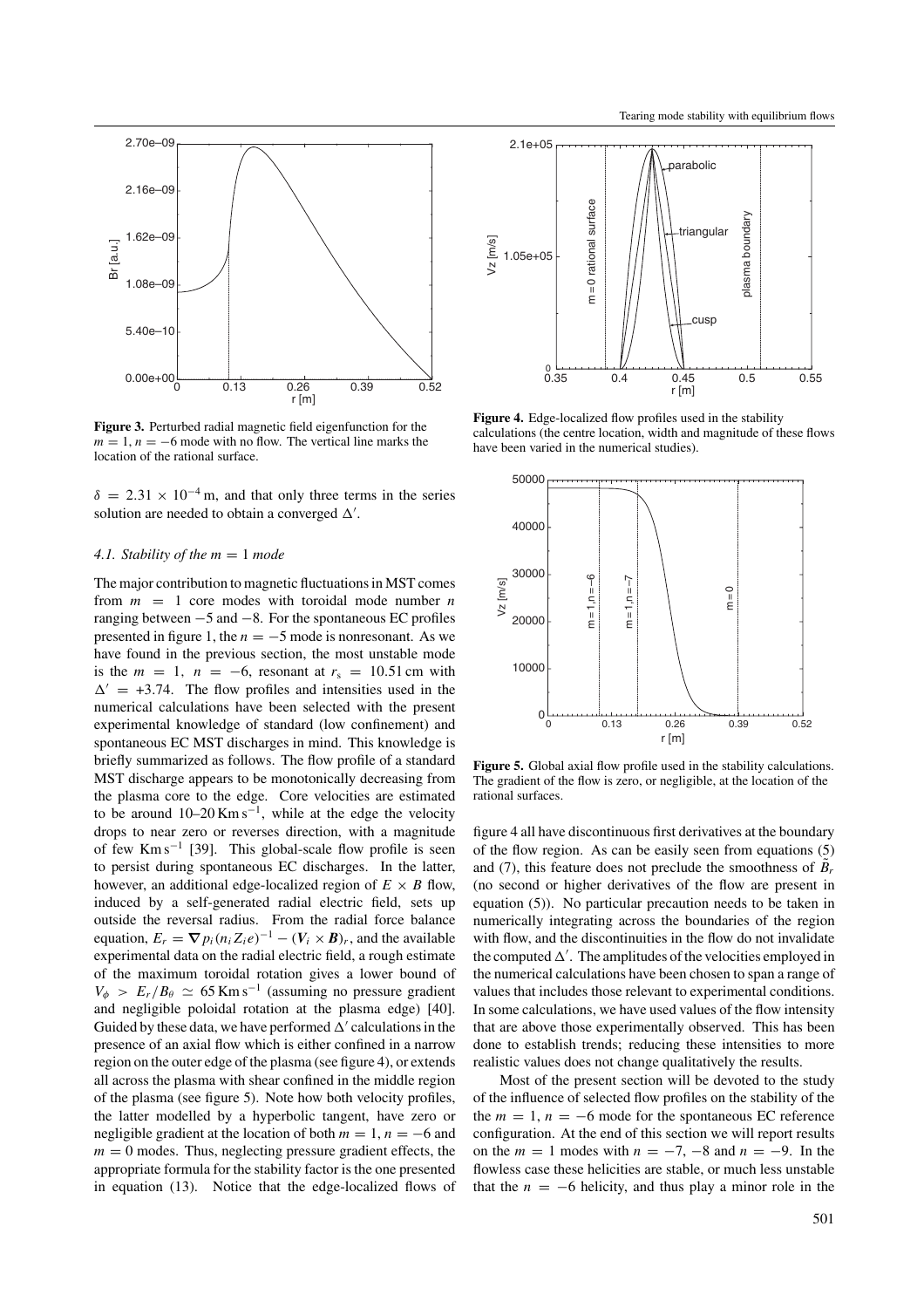**Figure 3.** Perturbed radial magnetic field eigenfunction for the $m = 1$, $n = -6$ mode with no flow. The vertical line marks the location of the rational surface.

**Figure 4.** Edge-localized flow profiles used in the stability calculations (the centre location, width and magnitude of these flows have been varied in the numerical studies).

**Figure 5.** Global axial flow profile used in the stability calculations. The gradient of the flow is zero, or negligible, at the location of the rational surfaces.

$\delta = 2.31 \times 10^{-4}$ m, and that only three terms in the series solution are needed to obtain a converged $\Delta'$.

### 4.1. Stability of the $m = 1$ mode

The major contribution to magnetic fluctuations in MST comes from $m = 1$ core modes with toroidal mode number $n$ ranging between $-5$ and $-8$. For the spontaneous EC profiles presented in figure 1, the $n = -5$ mode is nonresonant. As we have found in the previous section, the most unstable mode is the $m = 1$, $n = -6$, resonant at $r_s = 10.51$ cm with $\Delta' = +3.74$. The flow profiles and intensities used in the numerical calculations have been selected with the present experimental knowledge of standard (low confinement) and spontaneous EC MST discharges in mind. This knowledge is briefly summarized as follows. The flow profile of a standard MST discharge appears to be monotonically decreasing from the plasma core to the edge. Core velocities are estimated to be around 10–20 Km s$^{-1}$, while at the edge the velocity drops to near zero or reverses direction, with a magnitude of few Km s$^{-1}$ [39]. This global-scale flow profile is seen to persist during spontaneous EC discharges. In the latter, however, an additional edge-localized region of $E \times B$ flow, induced by a self-generated radial electric field, sets up outside the reversal radius. From the radial force balance equation, $E_r = \nabla p_i (n_i Z_i e)^{-1} - (\boldsymbol{V}_i \times \boldsymbol{B})_r$, and the available experimental data on the radial electric field, a rough estimate of the maximum toroidal rotation gives a lower bound of $V_\phi > E_r / B_\theta \simeq 65$ Km s$^{-1}$ (assuming no pressure gradient and negligible poloidal rotation at the plasma edge) [40]. Guided by these data, we have performed $\Delta'$ calculations in the presence of an axial flow which is either confined in a narrow region on the outer edge of the plasma (see figure 4), or extends all across the plasma with shear confined in the middle region of the plasma (see figure 5). Note how both velocity profiles, the latter modelled by a hyperbolic tangent, have zero or negligible gradient at the location of both $m = 1$, $n = -6$ and $m = 0$ modes. Thus, neglecting pressure gradient effects, the appropriate formula for the stability factor is the one presented in equation (13). Notice that the edge-localized flows of figure 4 all have discontinuous first derivatives at the boundary of the flow region. As can be easily seen from equations (5) and (7), this feature does not preclude the smoothness of $\tilde{B}_r$ (no second or higher derivatives of the flow are present in equation (5)). No particular precaution needs to be taken in numerically integrating across the boundaries of the region with flow, and the discontinuities in the flow do not invalidate the computed $\Delta'$. The amplitudes of the velocities employed in the numerical calculations have been chosen to span a range of values that includes those relevant to experimental conditions. In some calculations, we have used values of the flow intensity that are above those experimentally observed. This has been done to establish trends; reducing these intensities to more realistic values does not change qualitatively the results.

Most of the present section will be devoted to the study of the influence of selected flow profiles on the stability of the the $m = 1$, $n = -6$ mode for the spontaneous EC reference configuration. At the end of this section we will report results on the $m = 1$ modes with $n = -7$, $-8$ and $n = -9$. In the flowless case these helicities are stable, or much less unstable that the $n = -6$ helicity, and thus play a minor role in the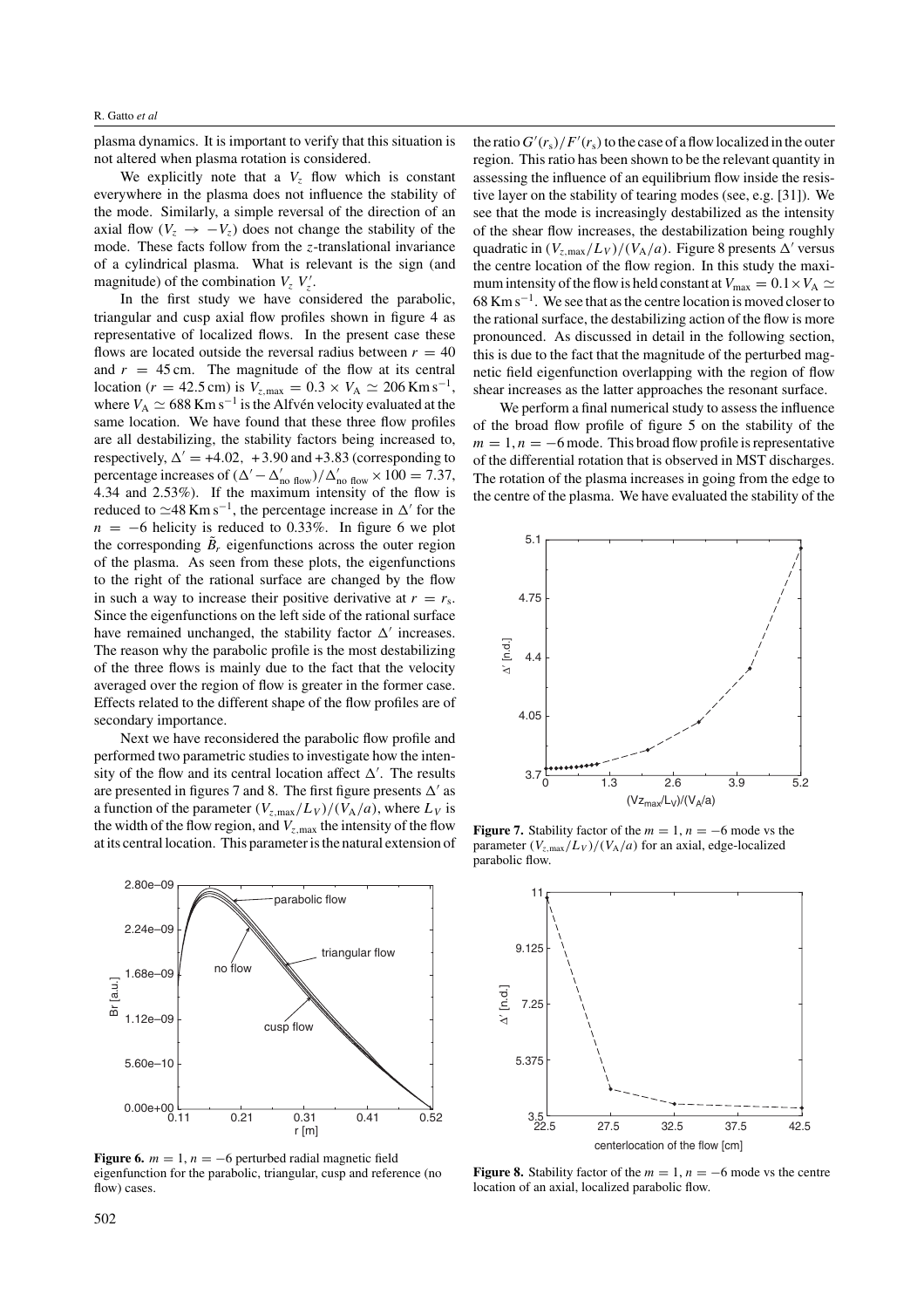plasma dynamics. It is important to verify that this situation is not altered when plasma rotation is considered.

We explicitly note that a $V_z$ flow which is constant everywhere in the plasma does not influence the stability of the mode. Similarly, a simple reversal of the direction of an axial flow ($V_z \to -V_z$) does not change the stability of the mode. These facts follow from the $z$-translational invariance of a cylindrical plasma. What is relevant is the sign (and magnitude) of the combination $V_z\, V_z'$.

In the first study we have considered the parabolic, triangular and cusp axial flow profiles shown in figure 4 as representative of localized flows. In the present case these flows are located outside the reversal radius between $r = 40$ and $r = 45$ cm. The magnitude of the flow at its central location ($r = 42.5$ cm) is $V_{z,\max} = 0.3 \times V_A \simeq 206\,\mathrm{Km\,s^{-1}}$, where $V_A \simeq 688\,\mathrm{Km\,s^{-1}}$ is the Alfvén velocity evaluated at the same location. We have found that these three flow profiles are all destabilizing, the stability factors being increased to, respectively, $\Delta' = +4.02$, $+3.90$ and $+3.83$ (corresponding to percentage increases of $(\Delta' - \Delta'_{\text{no flow}})/\Delta'_{\text{no flow}} \times 100 = 7.37$, 4.34 and 2.53%). If the maximum intensity of the flow is reduced to $\simeq 48\,\mathrm{Km\,s^{-1}}$, the percentage increase in $\Delta'$ for the $n = -6$ helicity is reduced to 0.33%. In figure 6 we plot the corresponding $\tilde{B}_r$ eigenfunctions across the outer region of the plasma. As seen from these plots, the eigenfunctions to the right of the rational surface are changed by the flow in such a way to increase their positive derivative at $r = r_s$. Since the eigenfunctions on the left side of the rational surface have remained unchanged, the stability factor $\Delta'$ increases. The reason why the parabolic profile is the most destabilizing of the three flows is mainly due to the fact that the velocity averaged over the region of flow is greater in the former case. Effects related to the different shape of the flow profiles are of secondary importance.

Next we have reconsidered the parabolic flow profile and performed two parametric studies to investigate how the intensity of the flow and its central location affect $\Delta'$. The results are presented in figures 7 and 8. The first figure presents $\Delta'$ as a function of the parameter $(V_{z,\max}/L_V)/(V_A/a)$, where $L_V$ is the width of the flow region, and $V_{z,\max}$ the intensity of the flow at its central location. This parameter is the natural extension of the ratio $G'(r_s)/F'(r_s)$ to the case of a flow localized in the outer region. This ratio has been shown to be the relevant quantity in assessing the influence of an equilibrium flow inside the resistive layer on the stability of tearing modes (see, e.g. [31]). We see that the mode is increasingly destabilized as the intensity of the shear flow increases, the destabilization being roughly quadratic in $(V_{z,\max}/L_V)/(V_A/a)$. Figure 8 presents $\Delta'$ versus the centre location of the flow region. In this study the maximum intensity of the flow is held constant at $V_{\max} = 0.1 \times V_A \simeq 68\,\mathrm{Km\,s^{-1}}$. We see that as the centre location is moved closer to the rational surface, the destabilizing action of the flow is more pronounced. As discussed in detail in the following section, this is due to the fact that the magnitude of the perturbed magnetic field eigenfunction overlapping with the region of flow shear increases as the latter approaches the resonant surface.

We perform a final numerical study to assess the influence of the broad flow profile of figure 5 on the stability of the $m = 1, n = -6$ mode. This broad flow profile is representative of the differential rotation that is observed in MST discharges. The rotation of the plasma increases in going from the edge to the centre of the plasma. We have evaluated the stability of the

**Figure 6.** $m = 1$, $n = -6$ perturbed radial magnetic field eigenfunction for the parabolic, triangular, cusp and reference (no flow) cases.

**Figure 7.** Stability factor of the $m = 1, n = -6$ mode vs the parameter $(V_{z,\max}/L_V)/(V_A/a)$ for an axial, edge-localized parabolic flow.

**Figure 8.** Stability factor of the $m = 1, n = -6$ mode vs the centre location of an axial, localized parabolic flow.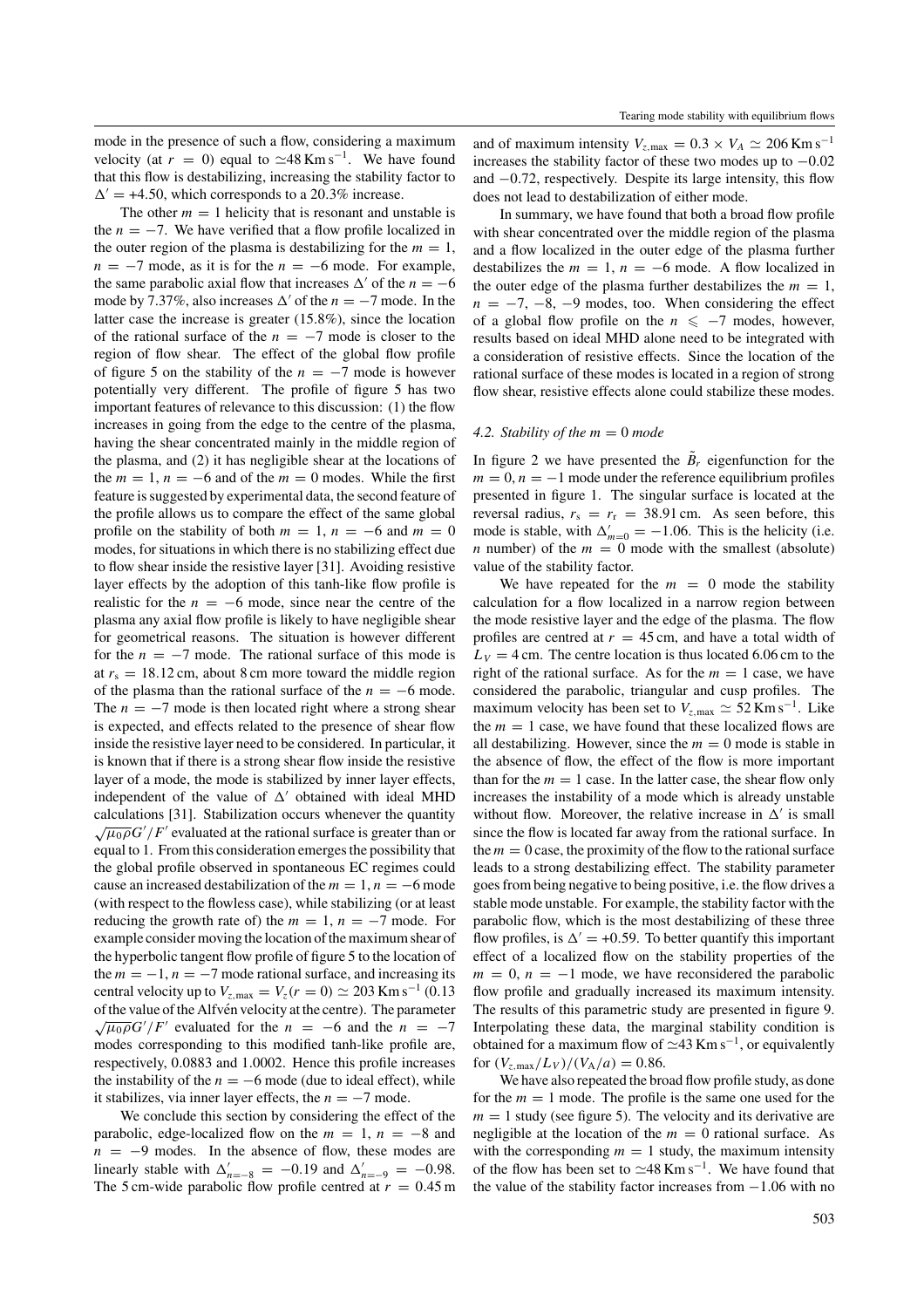mode in the presence of such a flow, considering a maximum velocity (at $r = 0$) equal to $\simeq 48\,\mathrm{Km\,s^{-1}}$. We have found that this flow is destabilizing, increasing the stability factor to $\Delta' = +4.50$, which corresponds to a 20.3% increase.

The other $m = 1$ helicity that is resonant and unstable is the $n = -7$. We have verified that a flow profile localized in the outer region of the plasma is destabilizing for the $m = 1$, $n = -7$ mode, as it is for the $n = -6$ mode. For example, the same parabolic axial flow that increases $\Delta'$ of the $n = -6$ mode by 7.37%, also increases $\Delta'$ of the $n = -7$ mode. In the latter case the increase is greater (15.8%), since the location of the rational surface of the $n = -7$ mode is closer to the region of flow shear. The effect of the global flow profile of figure 5 on the stability of the $n = -7$ mode is however potentially very different. The profile of figure 5 has two important features of relevance to this discussion: (1) the flow increases in going from the edge to the centre of the plasma, having the shear concentrated mainly in the middle region of the plasma, and (2) it has negligible shear at the locations of the $m = 1$, $n = -6$ and of the $m = 0$ modes. While the first feature is suggested by experimental data, the second feature of the profile allows us to compare the effect of the same global profile on the stability of both $m = 1$, $n = -6$ and $m = 0$ modes, for situations in which there is no stabilizing effect due to flow shear inside the resistive layer [31]. Avoiding resistive layer effects by the adoption of this tanh-like flow profile is realistic for the $n = -6$ mode, since near the centre of the plasma any axial flow profile is likely to have negligible shear for geometrical reasons. The situation is however different for the $n = -7$ mode. The rational surface of this mode is at $r_s = 18.12\,\mathrm{cm}$, about 8 cm more toward the middle region of the plasma than the rational surface of the $n = -6$ mode. The $n = -7$ mode is then located right where a strong shear is expected, and effects related to the presence of shear flow inside the resistive layer need to be considered. In particular, it is known that if there is a strong shear flow inside the resistive layer of a mode, the mode is stabilized by inner layer effects, independent of the value of $\Delta'$ obtained with ideal MHD calculations [31]. Stabilization occurs whenever the quantity $\sqrt{\mu_0 \rho}G'/F'$ evaluated at the rational surface is greater than or equal to 1. From this consideration emerges the possibility that the global profile observed in spontaneous EC regimes could cause an increased destabilization of the $m = 1$, $n = -6$ mode (with respect to the flowless case), while stabilizing (or at least reducing the growth rate of) the $m = 1$, $n = -7$ mode. For example consider moving the location of the maximum shear of the hyperbolic tangent flow profile of figure 5 to the location of the $m = -1$, $n = -7$ mode rational surface, and increasing its central velocity up to $V_{z,\mathrm{max}} = V_z(r = 0) \simeq 203\,\mathrm{Km\,s^{-1}}$ (0.13 of the value of the Alfvén velocity at the centre). The parameter $\sqrt{\mu_0 \rho}G'/F'$ evaluated for the $n = -6$ and the $n = -7$ modes corresponding to this modified tanh-like profile are, respectively, 0.0883 and 1.0002. Hence this profile increases the instability of the $n = -6$ mode (due to ideal effect), while it stabilizes, via inner layer effects, the $n = -7$ mode.

We conclude this section by considering the effect of the parabolic, edge-localized flow on the $m = 1$, $n = -8$ and $n = -9$ modes. In the absence of flow, these modes are linearly stable with $\Delta'_{n=-8} = -0.19$ and $\Delta'_{n=-9} = -0.98$. The 5 cm-wide parabolic flow profile centred at $r = 0.45\,\mathrm{m}$ and of maximum intensity $V_{z,\mathrm{max}} = 0.3 \times V_A \simeq 206\,\mathrm{Km\,s^{-1}}$ increases the stability factor of these two modes up to $-0.02$ and $-0.72$, respectively. Despite its large intensity, this flow does not lead to destabilization of either mode.

In summary, we have found that both a broad flow profile with shear concentrated over the middle region of the plasma and a flow localized in the outer edge of the plasma further destabilizes the $m = 1$, $n = -6$ mode. A flow localized in the outer edge of the plasma further destabilizes the $m = 1$, $n = -7$, $-8$, $-9$ modes, too. When considering the effect of a global flow profile on the $n \leqslant -7$ modes, however, results based on ideal MHD alone need to be integrated with a consideration of resistive effects. Since the location of the rational surface of these modes is located in a region of strong flow shear, resistive effects alone could stabilize these modes.

#### 4.2. Stability of the $m = 0$ mode

In figure 2 we have presented the $\tilde{B}_r$ eigenfunction for the $m = 0$, $n = -1$ mode under the reference equilibrium profiles presented in figure 1. The singular surface is located at the reversal radius, $r_s = r_r = 38.91\,\mathrm{cm}$. As seen before, this mode is stable, with $\Delta'_{m=0} = -1.06$. This is the helicity (i.e. $n$ number) of the $m = 0$ mode with the smallest (absolute) value of the stability factor.

We have repeated for the $m = 0$ mode the stability calculation for a flow localized in a narrow region between the mode resistive layer and the edge of the plasma. The flow profiles are centred at $r = 45\,\mathrm{cm}$, and have a total width of $L_V = 4\,\mathrm{cm}$. The centre location is thus located 6.06 cm to the right of the rational surface. As for the $m = 1$ case, we have considered the parabolic, triangular and cusp profiles. The maximum velocity has been set to $V_{z,\mathrm{max}} \simeq 52\,\mathrm{Km\,s^{-1}}$. Like the $m = 1$ case, we have found that these localized flows are all destabilizing. However, since the $m = 0$ mode is stable in the absence of flow, the effect of the flow is more important than for the $m = 1$ case. In the latter case, the shear flow only increases the instability of a mode which is already unstable without flow. Moreover, the relative increase in $\Delta'$ is small since the flow is located far away from the rational surface. In the $m = 0$ case, the proximity of the flow to the rational surface leads to a strong destabilizing effect. The stability parameter goes from being negative to being positive, i.e. the flow drives a stable mode unstable. For example, the stability factor with the parabolic flow, which is the most destabilizing of these three flow profiles, is $\Delta' = +0.59$. To better quantify this important effect of a localized flow on the stability properties of the $m = 0$, $n = -1$ mode, we have reconsidered the parabolic flow profile and gradually increased its maximum intensity. The results of this parametric study are presented in figure 9. Interpolating these data, the marginal stability condition is obtained for a maximum flow of $\simeq 43\,\mathrm{Km\,s^{-1}}$, or equivalently for $(V_{z,\mathrm{max}}/L_V)/(V_A/a) = 0.86$.

We have also repeated the broad flow profile study, as done for the $m = 1$ mode. The profile is the same one used for the $m = 1$ study (see figure 5). The velocity and its derivative are negligible at the location of the $m = 0$ rational surface. As with the corresponding $m = 1$ study, the maximum intensity of the flow has been set to $\simeq 48\,\mathrm{Km\,s^{-1}}$. We have found that the value of the stability factor increases from $-1.06$ with no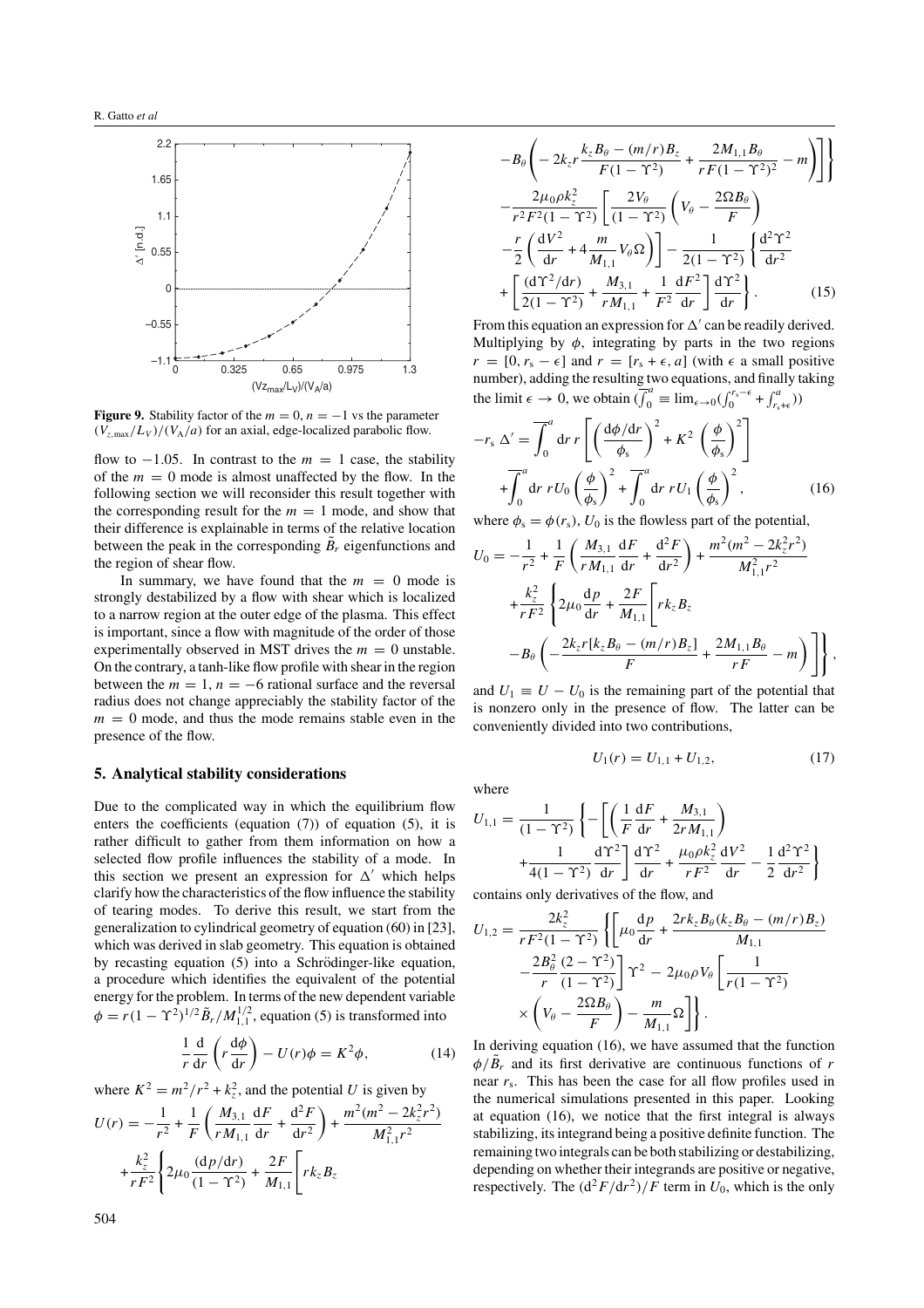**Figure 9.** Stability factor of the $m = 0$, $n = -1$ vs the parameter $(V_{z,\max}/L_V)/(V_A/a)$ for an axial, edge-localized parabolic flow.

flow to $-1.05$. In contrast to the $m = 1$ case, the stability of the $m = 0$ mode is almost unaffected by the flow. In the following section we will reconsider this result together with the corresponding result for the $m = 1$ mode, and show that their difference is explainable in terms of the relative location between the peak in the corresponding $\tilde{B}_r$ eigenfunctions and the region of shear flow.

In summary, we have found that the $m = 0$ mode is strongly destabilized by a flow with shear which is localized to a narrow region at the outer edge of the plasma. This effect is important, since a flow with magnitude of the order of those experimentally observed in MST drives the $m = 0$ unstable. On the contrary, a tanh-like flow profile with shear in the region between the $m = 1$, $n = -6$ rational surface and the reversal radius does not change appreciably the stability factor of the $m = 0$ mode, and thus the mode remains stable even in the presence of the flow.

## 5. Analytical stability considerations

Due to the complicated way in which the equilibrium flow enters the coefficients (equation (7)) of equation (5), it is rather difficult to gather from them information on how a selected flow profile influences the stability of a mode. In this section we present an expression for $\Delta'$ which helps clarify how the characteristics of the flow influence the stability of tearing modes. To derive this result, we start from the generalization to cylindrical geometry of equation (60) in [23], which was derived in slab geometry. This equation is obtained by recasting equation (5) into a Schrödinger-like equation, a procedure which identifies the equivalent of the potential energy for the problem. In terms of the new dependent variable $\phi = r(1-\Upsilon^2)^{1/2}\tilde{B}_r/M_{1,1}^{1/2}$, equation (5) is transformed into

$$\frac{1}{r}\frac{\mathrm{d}}{\mathrm{d}r}\left(r\frac{\mathrm{d}\phi}{\mathrm{d}r}\right) - U(r)\phi = K^2\phi, \tag{14}$$

where $K^2 = m^2/r^2 + k_z^2$, and the potential $U$ is given by

$$\begin{aligned}
U(r) &= -\frac{1}{r^2} + \frac{1}{F}\left(\frac{M_{3,1}}{rM_{1,1}}\frac{\mathrm{d}F}{\mathrm{d}r} + \frac{\mathrm{d}^2F}{\mathrm{d}r^2}\right) + \frac{m^2(m^2-2k_z^2r^2)}{M_{1,1}^2r^2} \\
&\quad + \frac{k_z^2}{rF^2}\Bigg\{2\mu_0\frac{(\mathrm{d}p/\mathrm{d}r)}{(1-\Upsilon^2)} + \frac{2F}{M_{1,1}}\Bigg[rk_zB_z \\
&\quad - B_\theta\left(-2k_zr\frac{k_zB_\theta-(m/r)B_z}{F(1-\Upsilon^2)} + \frac{2M_{1,1}B_\theta}{rF(1-\Upsilon^2)^2} - m\right)\Bigg]\Bigg\} \\
&\quad - \frac{2\mu_0\rho k_z^2}{r^2F^2(1-\Upsilon^2)}\left[\frac{2V_\theta}{(1-\Upsilon^2)}\left(V_\theta - \frac{2\Omega B_\theta}{F}\right)\right. \\
&\quad \left. - \frac{r}{2}\left(\frac{\mathrm{d}V^2}{\mathrm{d}r} + 4\frac{m}{M_{1,1}}V_\theta\Omega\right)\right] - \frac{1}{2(1-\Upsilon^2)}\left\{\frac{\mathrm{d}^2\Upsilon^2}{\mathrm{d}r^2}\right. \\
&\quad \left. + \left[\frac{(\mathrm{d}\Upsilon^2/\mathrm{d}r)}{2(1-\Upsilon^2)} + \frac{M_{3,1}}{rM_{1,1}} + \frac{1}{F^2}\frac{\mathrm{d}F^2}{\mathrm{d}r}\right]\frac{\mathrm{d}\Upsilon^2}{\mathrm{d}r}\right\}.
\end{aligned} \tag{15}$$

From this equation an expression for $\Delta'$ can be readily derived. Multiplying by $\phi$, integrating by parts in the two regions $r = [0, r_s - \epsilon]$ and $r = [r_s + \epsilon, a]$ (with $\epsilon$ a small positive number), adding the resulting two equations, and finally taking the limit $\epsilon \to 0$, we obtain ($\overline{\int_0^a} \equiv \lim_{\epsilon\to 0}(\int_0^{r_s-\epsilon} + \int_{r_s+\epsilon}^a)$)

$$\begin{aligned}
-r_s\,\Delta' &= \overline{\int_0^a}\mathrm{d}r\,r\left[\left(\frac{\mathrm{d}\phi/\mathrm{d}r}{\phi_s}\right)^2 + K^2\left(\frac{\phi}{\phi_s}\right)^2\right] \\
&\quad + \overline{\int_0^a}\mathrm{d}r\,rU_0\left(\frac{\phi}{\phi_s}\right)^2 + \overline{\int_0^a}\mathrm{d}r\,rU_1\left(\frac{\phi}{\phi_s}\right)^2,
\end{aligned} \tag{16}$$

where $\phi_s = \phi(r_s)$, $U_0$ is the flowless part of the potential,

$$\begin{aligned}
U_0 &= -\frac{1}{r^2} + \frac{1}{F}\left(\frac{M_{3,1}}{rM_{1,1}}\frac{\mathrm{d}F}{\mathrm{d}r} + \frac{\mathrm{d}^2F}{\mathrm{d}r^2}\right) + \frac{m^2(m^2-2k_z^2r^2)}{M_{1,1}^2r^2} \\
&\quad + \frac{k_z^2}{rF^2}\Bigg\{2\mu_0\frac{\mathrm{d}p}{\mathrm{d}r} + \frac{2F}{M_{1,1}}\Bigg[rk_zB_z \\
&\quad - B_\theta\left(-\frac{2k_zr[k_zB_\theta-(m/r)B_z]}{F} + \frac{2M_{1,1}B_\theta}{rF} - m\right)\Bigg]\Bigg\},
\end{aligned}$$

and $U_1 \equiv U - U_0$ is the remaining part of the potential that is nonzero only in the presence of flow. The latter can be conveniently divided into two contributions,

$$U_1(r) = U_{1,1} + U_{1,2}, \tag{17}$$

where

$$\begin{aligned}
U_{1,1} &= \frac{1}{(1-\Upsilon^2)}\left\{-\left[\left(\frac{1}{F}\frac{\mathrm{d}F}{\mathrm{d}r} + \frac{M_{3,1}}{2rM_{1,1}}\right)\right.\right. \\
&\quad \left.\left. + \frac{1}{4(1-\Upsilon^2)}\frac{\mathrm{d}\Upsilon^2}{\mathrm{d}r}\right]\frac{\mathrm{d}\Upsilon^2}{\mathrm{d}r} + \frac{\mu_0\rho k_z^2}{rF^2}\frac{\mathrm{d}V^2}{\mathrm{d}r} - \frac{1}{2}\frac{\mathrm{d}^2\Upsilon^2}{\mathrm{d}r^2}\right\}
\end{aligned}$$

contains only derivatives of the flow, and

$$\begin{aligned}
U_{1,2} &= \frac{2k_z^2}{rF^2(1-\Upsilon^2)}\Bigg\{\Bigg[\mu_0\frac{\mathrm{d}p}{\mathrm{d}r} + \frac{2rk_zB_\theta(k_zB_\theta-(m/r)B_z)}{M_{1,1}} \\
&\quad - \frac{2B_\theta^2}{r}\frac{(2-\Upsilon^2)}{(1-\Upsilon^2)}\Bigg]\Upsilon^2 - 2\mu_0\rho V_\theta\Bigg[\frac{1}{r(1-\Upsilon^2)} \\
&\quad \times\left(V_\theta - \frac{2\Omega B_\theta}{F}\right) - \frac{m}{M_{1,1}}\Omega\Bigg]\Bigg\}.
\end{aligned}$$

In deriving equation (16), we have assumed that the function $\phi/\tilde{B}_r$ and its first derivative are continuous functions of $r$ near $r_s$. This has been the case for all flow profiles used in the numerical simulations presented in this paper. Looking at equation (16), we notice that the first integral is always stabilizing, its integrand being a positive definite function. The remaining two integrals can be both stabilizing or destabilizing, depending on whether their integrands are positive or negative, respectively. The $(\mathrm{d}^2F/\mathrm{d}r^2)/F$ term in $U_0$, which is the only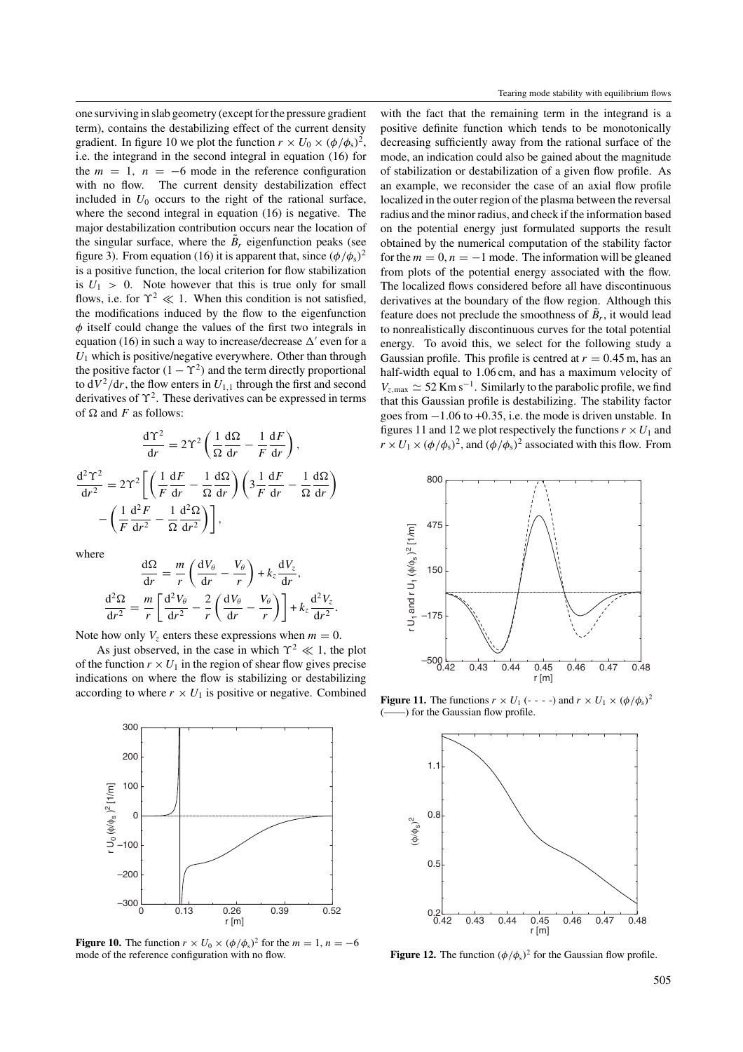one surviving in slab geometry (except for the pressure gradient term), contains the destabilizing effect of the current density gradient. In figure 10 we plot the function $r \times U_0 \times (\phi/\phi_s)^2$, i.e. the integrand in the second integral in equation (16) for the $m = 1$, $n = -6$ mode in the reference configuration with no flow. The current density destabilization effect included in $U_0$ occurs to the right of the rational surface, where the second integral in equation (16) is negative. The major destabilization contribution occurs near the location of the singular surface, where the $\tilde{B}_r$ eigenfunction peaks (see figure 3). From equation (16) it is apparent that, since $(\phi/\phi_s)^2$ is a positive function, the local criterion for flow stabilization is $U_1 > 0$. Note however that this is true only for small flows, i.e. for $\Upsilon^2 \ll 1$. When this condition is not satisfied, the modifications induced by the flow to the eigenfunction $\phi$ itself could change the values of the first two integrals in equation (16) in such a way to increase/decrease $\Delta'$ even for a $U_1$ which is positive/negative everywhere. Other than through the positive factor $(1 - \Upsilon^2)$ and the term directly proportional to $\mathrm{d}V^2/\mathrm{d}r$, the flow enters in $U_{1,1}$ through the first and second derivatives of $\Upsilon^2$. These derivatives can be expressed in terms of $\Omega$ and $F$ as follows:

$$\frac{\mathrm{d}\Upsilon^2}{\mathrm{d}r} = 2\Upsilon^2 \left( \frac{1}{\Omega}\frac{\mathrm{d}\Omega}{\mathrm{d}r} - \frac{1}{F}\frac{\mathrm{d}F}{\mathrm{d}r} \right),$$

$$\frac{\mathrm{d}^2\Upsilon^2}{\mathrm{d}r^2} = 2\Upsilon^2 \left[ \left( \frac{1}{F}\frac{\mathrm{d}F}{\mathrm{d}r} - \frac{1}{\Omega}\frac{\mathrm{d}\Omega}{\mathrm{d}r} \right) \left( 3\frac{1}{F}\frac{\mathrm{d}F}{\mathrm{d}r} - \frac{1}{\Omega}\frac{\mathrm{d}\Omega}{\mathrm{d}r} \right) - \left( \frac{1}{F}\frac{\mathrm{d}^2F}{\mathrm{d}r^2} - \frac{1}{\Omega}\frac{\mathrm{d}^2\Omega}{\mathrm{d}r^2} \right) \right],$$

where

$$\frac{\mathrm{d}\Omega}{\mathrm{d}r} = \frac{m}{r}\left( \frac{\mathrm{d}V_\theta}{\mathrm{d}r} - \frac{V_\theta}{r} \right) + k_z \frac{\mathrm{d}V_z}{\mathrm{d}r},$$

$$\frac{\mathrm{d}^2\Omega}{\mathrm{d}r^2} = \frac{m}{r}\left[ \frac{\mathrm{d}^2V_\theta}{\mathrm{d}r^2} - \frac{2}{r}\left( \frac{\mathrm{d}V_\theta}{\mathrm{d}r} - \frac{V_\theta}{r} \right) \right] + k_z \frac{\mathrm{d}^2V_z}{\mathrm{d}r^2}.$$

Note how only $V_z$ enters these expressions when $m = 0$.

As just observed, in the case in which $\Upsilon^2 \ll 1$, the plot of the function $r \times U_1$ in the region of shear flow gives precise indications on where the flow is stabilizing or destabilizing according to where $r \times U_1$ is positive or negative. Combined with the fact that the remaining term in the integrand is a positive definite function which tends to be monotonically decreasing sufficiently away from the rational surface of the mode, an indication could also be gained about the magnitude of stabilization or destabilization of a given flow profile. As an example, we reconsider the case of an axial flow profile localized in the outer region of the plasma between the reversal radius and the minor radius, and check if the information based on the potential energy just formulated supports the result obtained by the numerical computation of the stability factor for the $m = 0, n = -1$ mode. The information will be gleaned from plots of the potential energy associated with the flow. The localized flows considered before all have discontinuous derivatives at the boundary of the flow region. Although this feature does not preclude the smoothness of $\tilde{B}_r$, it would lead to nonrealistically discontinuous curves for the total potential energy. To avoid this, we select for the following study a Gaussian profile. This profile is centred at $r = 0.45$ m, has an half-width equal to 1.06 cm, and has a maximum velocity of $V_{z,\mathrm{max}} \simeq 52$ Km s$^{-1}$. Similarly to the parabolic profile, we find that this Gaussian profile is destabilizing. The stability factor goes from $-1.06$ to $+0.35$, i.e. the mode is driven unstable. In figures 11 and 12 we plot respectively the functions $r \times U_1$ and $r \times U_1 \times (\phi/\phi_s)^2$, and $(\phi/\phi_s)^2$ associated with this flow. From

**Figure 10.** The function $r \times U_0 \times (\phi/\phi_s)^2$ for the $m = 1$, $n = -6$ mode of the reference configuration with no flow.

**Figure 11.** The functions $r \times U_1$ (- - - -) and $r \times U_1 \times (\phi/\phi_s)^2$ (——) for the Gaussian flow profile.

**Figure 12.** The function $(\phi/\phi_s)^2$ for the Gaussian flow profile.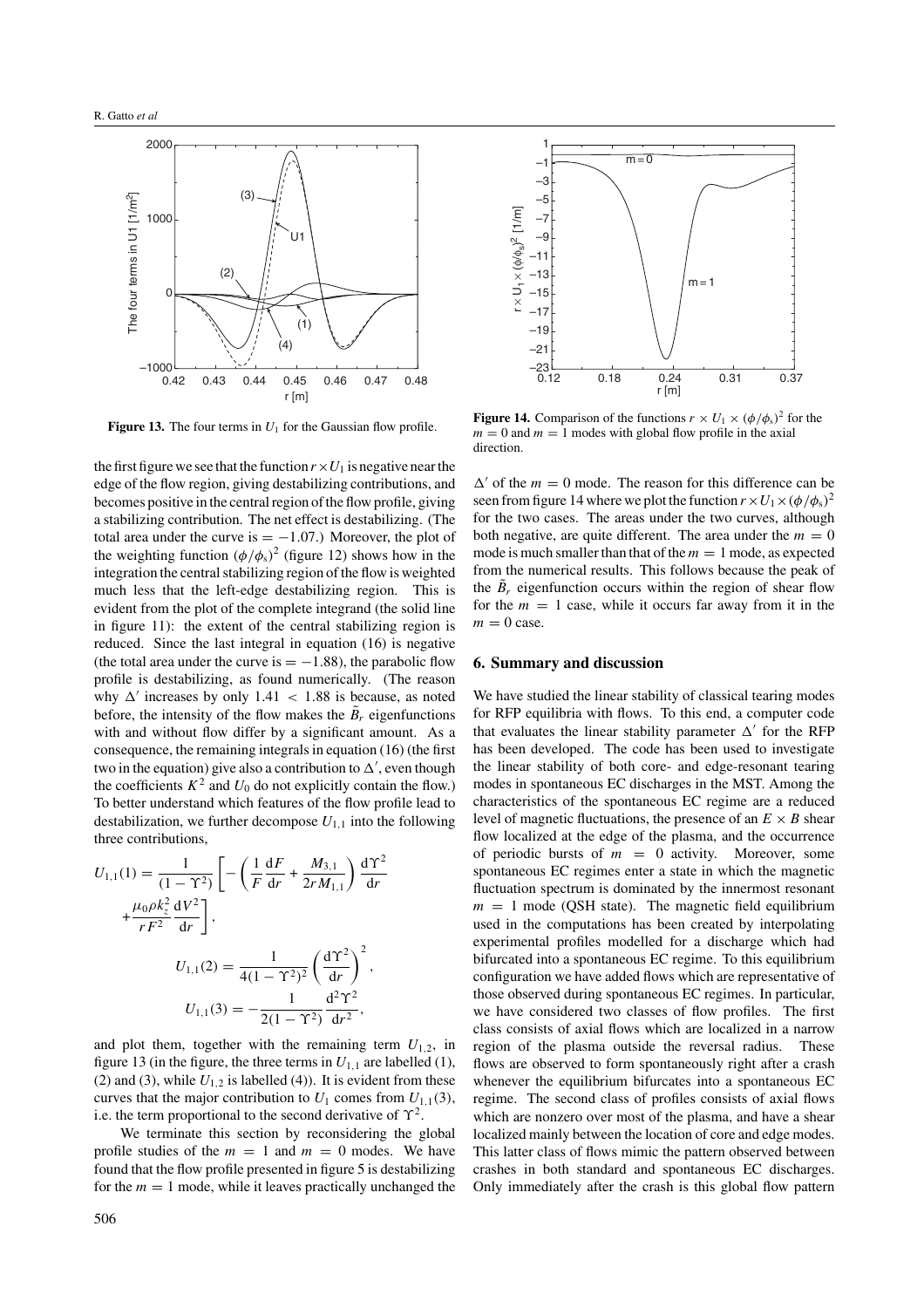**Figure 13.** The four terms in $U_1$ for the Gaussian flow profile.

**Figure 14.** Comparison of the functions $r \times U_1 \times (\phi/\phi_s)^2$ for the $m = 0$ and $m = 1$ modes with global flow profile in the axial direction.

the first figure we see that the function $r \times U_1$ is negative near the edge of the flow region, giving destabilizing contributions, and becomes positive in the central region of the flow profile, giving a stabilizing contribution. The net effect is destabilizing. (The total area under the curve is $= -1.07$.) Moreover, the plot of the weighting function $(\phi/\phi_s)^2$ (figure 12) shows how in the integration the central stabilizing region of the flow is weighted much less that the left-edge destabilizing region. This is evident from the plot of the complete integrand (the solid line in figure 11): the extent of the central stabilizing region is reduced. Since the last integral in equation (16) is negative (the total area under the curve is $= -1.88$), the parabolic flow profile is destabilizing, as found numerically. (The reason why $\Delta'$ increases by only $1.41 < 1.88$ is because, as noted before, the intensity of the flow makes the $\tilde{B}_r$ eigenfunctions with and without flow differ by a significant amount. As a consequence, the remaining integrals in equation (16) (the first two in the equation) give also a contribution to $\Delta'$, even though the coefficients $K^2$ and $U_0$ do not explicitly contain the flow.) To better understand which features of the flow profile lead to destabilization, we further decompose $U_{1,1}$ into the following three contributions,

$$U_{1,1}(1) = \frac{1}{(1-\Upsilon^2)}\left[-\left(\frac{1}{F}\frac{\mathrm{d}F}{\mathrm{d}r} + \frac{M_{3,1}}{2rM_{1,1}}\right)\frac{\mathrm{d}\Upsilon^2}{\mathrm{d}r} + \frac{\mu_0 \rho k_z^2}{rF^2}\frac{\mathrm{d}V^2}{\mathrm{d}r}\right],$$

$$U_{1,1}(2) = \frac{1}{4(1-\Upsilon^2)^2}\left(\frac{\mathrm{d}\Upsilon^2}{\mathrm{d}r}\right)^2,$$

$$U_{1,1}(3) = -\frac{1}{2(1-\Upsilon^2)}\frac{\mathrm{d}^2\Upsilon^2}{\mathrm{d}r^2},$$

and plot them, together with the remaining term $U_{1,2}$, in figure 13 (in the figure, the three terms in $U_{1,1}$ are labelled (1), (2) and (3), while $U_{1,2}$ is labelled (4)). It is evident from these curves that the major contribution to $U_1$ comes from $U_{1,1}(3)$, i.e. the term proportional to the second derivative of $\Upsilon^2$.

We terminate this section by reconsidering the global profile studies of the $m = 1$ and $m = 0$ modes. We have found that the flow profile presented in figure 5 is destabilizing for the $m = 1$ mode, while it leaves practically unchanged the $\Delta'$ of the $m = 0$ mode. The reason for this difference can be seen from figure 14 where we plot the function $r \times U_1 \times (\phi/\phi_s)^2$ for the two cases. The areas under the two curves, although both negative, are quite different. The area under the $m = 0$ mode is much smaller than that of the $m = 1$ mode, as expected from the numerical results. This follows because the peak of the $\tilde{B}_r$ eigenfunction occurs within the region of shear flow for the $m = 1$ case, while it occurs far away from it in the $m = 0$ case.

## 6. Summary and discussion

We have studied the linear stability of classical tearing modes for RFP equilibria with flows. To this end, a computer code that evaluates the linear stability parameter $\Delta'$ for the RFP has been developed. The code has been used to investigate the linear stability of both core- and edge-resonant tearing modes in spontaneous EC discharges in the MST. Among the characteristics of the spontaneous EC regime are a reduced level of magnetic fluctuations, the presence of an $E \times B$ shear flow localized at the edge of the plasma, and the occurrence of periodic bursts of $m = 0$ activity. Moreover, some spontaneous EC regimes enter a state in which the magnetic fluctuation spectrum is dominated by the innermost resonant $m = 1$ mode (QSH state). The magnetic field equilibrium used in the computations has been created by interpolating experimental profiles modelled for a discharge which had bifurcated into a spontaneous EC regime. To this equilibrium configuration we have added flows which are representative of those observed during spontaneous EC regimes. In particular, we have considered two classes of flow profiles. The first class consists of axial flows which are localized in a narrow region of the plasma outside the reversal radius. These flows are observed to form spontaneously right after a crash whenever the equilibrium bifurcates into a spontaneous EC regime. The second class of profiles consists of axial flows which are nonzero over most of the plasma, and have a shear localized mainly between the location of core and edge modes. This latter class of flows mimic the pattern observed between crashes in both standard and spontaneous EC discharges. Only immediately after the crash is this global flow pattern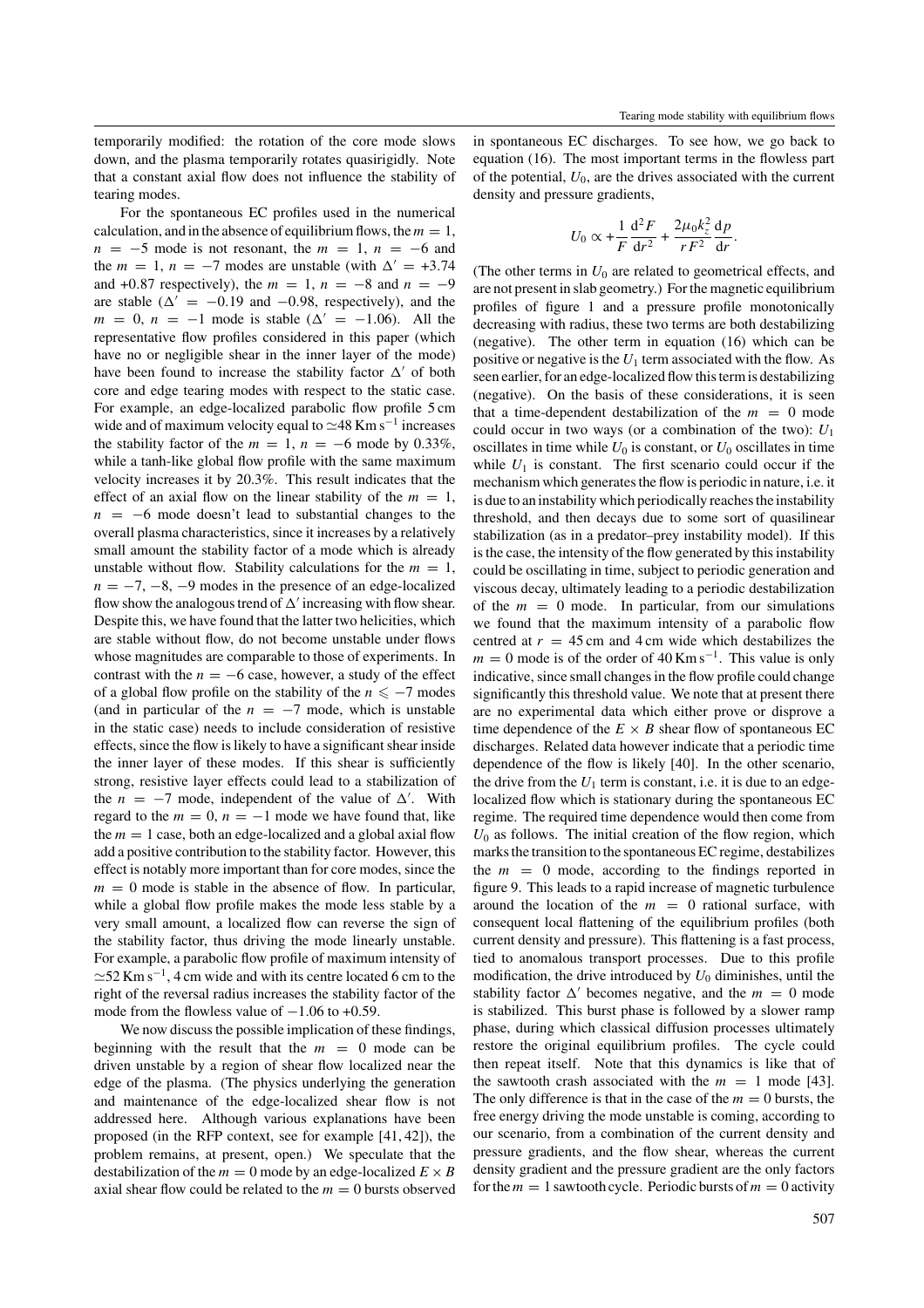temporarily modified: the rotation of the core mode slows down, and the plasma temporarily rotates quasirigidly. Note that a constant axial flow does not influence the stability of tearing modes.

For the spontaneous EC profiles used in the numerical calculation, and in the absence of equilibrium flows, the $m = 1$, $n = -5$ mode is not resonant, the $m = 1$, $n = -6$ and the $m = 1$, $n = -7$ modes are unstable (with $\Delta' = +3.74$ and $+0.87$ respectively), the $m = 1$, $n = -8$ and $n = -9$ are stable ($\Delta' = -0.19$ and $-0.98$, respectively), and the $m = 0$, $n = -1$ mode is stable ($\Delta' = -1.06$). All the representative flow profiles considered in this paper (which have no or negligible shear in the inner layer of the mode) have been found to increase the stability factor $\Delta'$ of both core and edge tearing modes with respect to the static case. For example, an edge-localized parabolic flow profile 5 cm wide and of maximum velocity equal to $\simeq 48$ Km s$^{-1}$ increases the stability factor of the $m = 1$, $n = -6$ mode by 0.33%, while a tanh-like global flow profile with the same maximum velocity increases it by 20.3%. This result indicates that the effect of an axial flow on the linear stability of the $m = 1$, $n = -6$ mode doesn't lead to substantial changes to the overall plasma characteristics, since it increases by a relatively small amount the stability factor of a mode which is already unstable without flow. Stability calculations for the $m = 1$, $n = -7, -8, -9$ modes in the presence of an edge-localized flow show the analogous trend of $\Delta'$ increasing with flow shear. Despite this, we have found that the latter two helicities, which are stable without flow, do not become unstable under flows whose magnitudes are comparable to those of experiments. In contrast with the $n = -6$ case, however, a study of the effect of a global flow profile on the stability of the $n \leqslant -7$ modes (and in particular of the $n = -7$ mode, which is unstable in the static case) needs to include consideration of resistive effects, since the flow is likely to have a significant shear inside the inner layer of these modes. If this shear is sufficiently strong, resistive layer effects could lead to a stabilization of the $n = -7$ mode, independent of the value of $\Delta'$. With regard to the $m = 0$, $n = -1$ mode we have found that, like the $m = 1$ case, both an edge-localized and a global axial flow add a positive contribution to the stability factor. However, this effect is notably more important than for core modes, since the $m = 0$ mode is stable in the absence of flow. In particular, while a global flow profile makes the mode less stable by a very small amount, a localized flow can reverse the sign of the stability factor, thus driving the mode linearly unstable. For example, a parabolic flow profile of maximum intensity of $\simeq 52$ Km s$^{-1}$, 4 cm wide and with its centre located 6 cm to the right of the reversal radius increases the stability factor of the mode from the flowless value of $-1.06$ to $+0.59$.

We now discuss the possible implication of these findings, beginning with the result that the $m = 0$ mode can be driven unstable by a region of shear flow localized near the edge of the plasma. (The physics underlying the generation and maintenance of the edge-localized shear flow is not addressed here. Although various explanations have been proposed (in the RFP context, see for example [41, 42]), the problem remains, at present, open.) We speculate that the destabilization of the $m = 0$ mode by an edge-localized $E \times B$ axial shear flow could be related to the $m = 0$ bursts observed in spontaneous EC discharges. To see how, we go back to equation (16). The most important terms in the flowless part of the potential, $U_0$, are the drives associated with the current density and pressure gradients,

$$U_0 \propto +\frac{1}{F}\frac{\mathrm{d}^2F}{\mathrm{d}r^2} + \frac{2\mu_0 k_z^2}{rF^2}\frac{\mathrm{d}p}{\mathrm{d}r}.$$

(The other terms in $U_0$ are related to geometrical effects, and are not present in slab geometry.) For the magnetic equilibrium profiles of figure 1 and a pressure profile monotonically decreasing with radius, these two terms are both destabilizing (negative). The other term in equation (16) which can be positive or negative is the $U_1$ term associated with the flow. As seen earlier, for an edge-localized flow this term is destabilizing (negative). On the basis of these considerations, it is seen that a time-dependent destabilization of the $m = 0$ mode could occur in two ways (or a combination of the two): $U_1$ oscillates in time while $U_0$ is constant, or $U_0$ oscillates in time while $U_1$ is constant. The first scenario could occur if the mechanism which generates the flow is periodic in nature, i.e. it is due to an instability which periodically reaches the instability threshold, and then decays due to some sort of quasilinear stabilization (as in a predator–prey instability model). If this is the case, the intensity of the flow generated by this instability could be oscillating in time, subject to periodic generation and viscous decay, ultimately leading to a periodic destabilization of the $m = 0$ mode. In particular, from our simulations we found that the maximum intensity of a parabolic flow centred at $r = 45$ cm and 4 cm wide which destabilizes the $m = 0$ mode is of the order of 40 Km s$^{-1}$. This value is only indicative, since small changes in the flow profile could change significantly this threshold value. We note that at present there are no experimental data which either prove or disprove a time dependence of the $E \times B$ shear flow of spontaneous EC discharges. Related data however indicate that a periodic time dependence of the flow is likely [40]. In the other scenario, the drive from the $U_1$ term is constant, i.e. it is due to an edge-localized flow which is stationary during the spontaneous EC regime. The required time dependence would then come from $U_0$ as follows. The initial creation of the flow region, which marks the transition to the spontaneous EC regime, destabilizes the $m = 0$ mode, according to the findings reported in figure 9. This leads to a rapid increase of magnetic turbulence around the location of the $m = 0$ rational surface, with consequent local flattening of the equilibrium profiles (both current density and pressure). This flattening is a fast process, tied to anomalous transport processes. Due to this profile modification, the drive introduced by $U_0$ diminishes, until the stability factor $\Delta'$ becomes negative, and the $m = 0$ mode is stabilized. This burst phase is followed by a slower ramp phase, during which classical diffusion processes ultimately restore the original equilibrium profiles. The cycle could then repeat itself. Note that this dynamics is like that of the sawtooth crash associated with the $m = 1$ mode [43]. The only difference is that in the case of the $m = 0$ bursts, the free energy driving the mode unstable is coming, according to our scenario, from a combination of the current density and pressure gradients, and the flow shear, whereas the current density gradient and the pressure gradient are the only factors for the $m = 1$ sawtooth cycle. Periodic bursts of $m = 0$ activity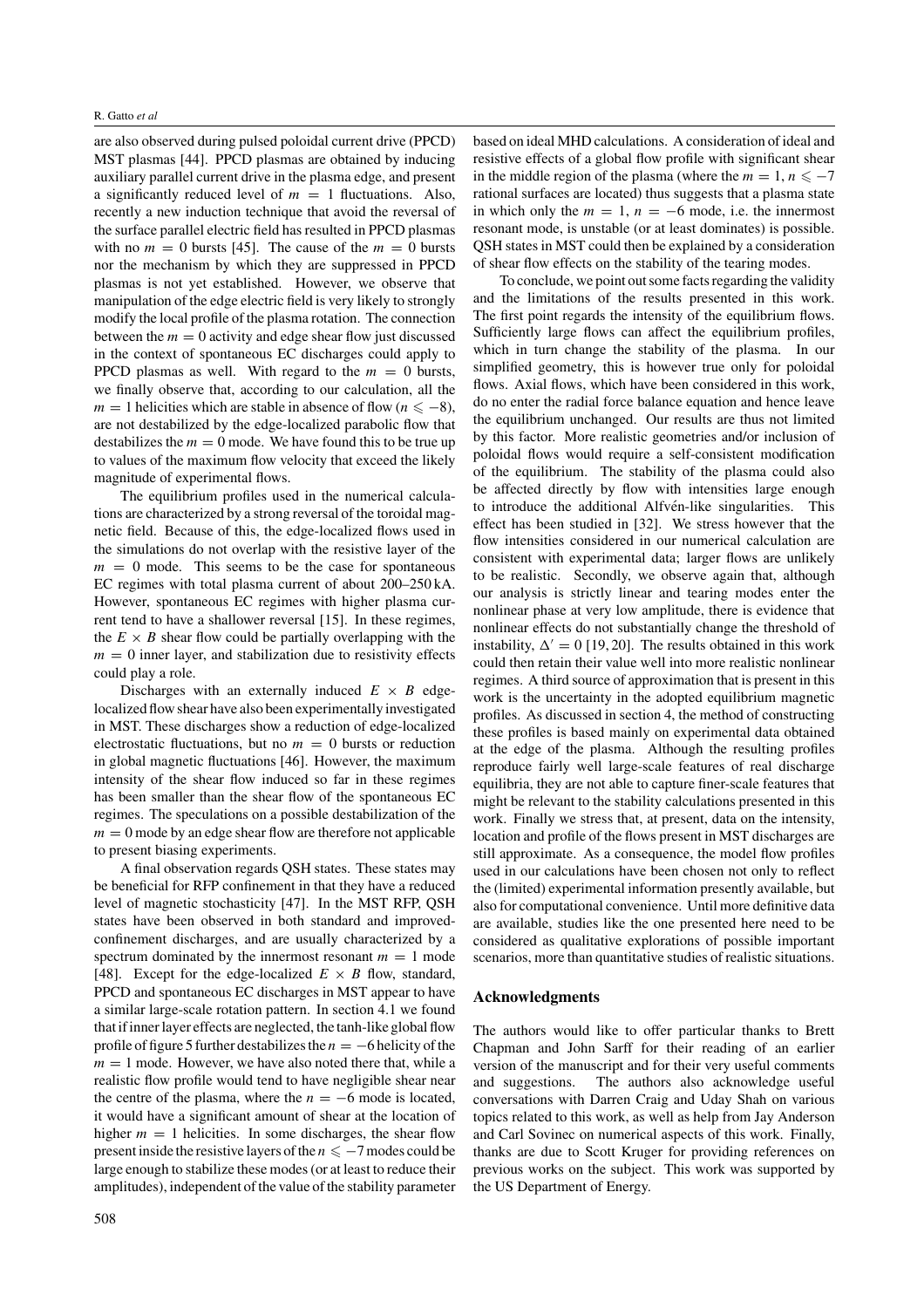are also observed during pulsed poloidal current drive (PPCD) MST plasmas [44]. PPCD plasmas are obtained by inducing auxiliary parallel current drive in the plasma edge, and present a significantly reduced level of $m = 1$ fluctuations. Also, recently a new induction technique that avoid the reversal of the surface parallel electric field has resulted in PPCD plasmas with no $m = 0$ bursts [45]. The cause of the $m = 0$ bursts nor the mechanism by which they are suppressed in PPCD plasmas is not yet established. However, we observe that manipulation of the edge electric field is very likely to strongly modify the local profile of the plasma rotation. The connection between the $m = 0$ activity and edge shear flow just discussed in the context of spontaneous EC discharges could apply to PPCD plasmas as well. With regard to the $m = 0$ bursts, we finally observe that, according to our calculation, all the $m = 1$ helicities which are stable in absence of flow ($n \leqslant -8$), are not destabilized by the edge-localized parabolic flow that destabilizes the $m = 0$ mode. We have found this to be true up to values of the maximum flow velocity that exceed the likely magnitude of experimental flows.

The equilibrium profiles used in the numerical calculations are characterized by a strong reversal of the toroidal magnetic field. Because of this, the edge-localized flows used in the simulations do not overlap with the resistive layer of the $m = 0$ mode. This seems to be the case for spontaneous EC regimes with total plasma current of about 200–250 kA. However, spontaneous EC regimes with higher plasma current tend to have a shallower reversal [15]. In these regimes, the $E \times B$ shear flow could be partially overlapping with the $m = 0$ inner layer, and stabilization due to resistivity effects could play a role.

Discharges with an externally induced $E \times B$ edge-localized flow shear have also been experimentally investigated in MST. These discharges show a reduction of edge-localized electrostatic fluctuations, but no $m = 0$ bursts or reduction in global magnetic fluctuations [46]. However, the maximum intensity of the shear flow induced so far in these regimes has been smaller than the shear flow of the spontaneous EC regimes. The speculations on a possible destabilization of the $m = 0$ mode by an edge shear flow are therefore not applicable to present biasing experiments.

A final observation regards QSH states. These states may be beneficial for RFP confinement in that they have a reduced level of magnetic stochasticity [47]. In the MST RFP, QSH states have been observed in both standard and improved-confinement discharges, and are usually characterized by a spectrum dominated by the innermost resonant $m = 1$ mode [48]. Except for the edge-localized $E \times B$ flow, standard, PPCD and spontaneous EC discharges in MST appear to have a similar large-scale rotation pattern. In section 4.1 we found that if inner layer effects are neglected, the tanh-like global flow profile of figure 5 further destabilizes the $n = -6$ helicity of the $m = 1$ mode. However, we have also noted there that, while a realistic flow profile would tend to have negligible shear near the centre of the plasma, where the $n = -6$ mode is located, it would have a significant amount of shear at the location of higher $m = 1$ helicities. In some discharges, the shear flow present inside the resistive layers of the $n \leqslant -7$ modes could be large enough to stabilize these modes (or at least to reduce their amplitudes), independent of the value of the stability parameter based on ideal MHD calculations. A consideration of ideal and resistive effects of a global flow profile with significant shear in the middle region of the plasma (where the $m = 1$, $n \leqslant -7$ rational surfaces are located) thus suggests that a plasma state in which only the $m = 1$, $n = -6$ mode, i.e. the innermost resonant mode, is unstable (or at least dominates) is possible. QSH states in MST could then be explained by a consideration of shear flow effects on the stability of the tearing modes.

To conclude, we point out some facts regarding the validity and the limitations of the results presented in this work. The first point regards the intensity of the equilibrium flows. Sufficiently large flows can affect the equilibrium profiles, which in turn change the stability of the plasma. In our simplified geometry, this is however true only for poloidal flows. Axial flows, which have been considered in this work, do no enter the radial force balance equation and hence leave the equilibrium unchanged. Our results are thus not limited by this factor. More realistic geometries and/or inclusion of poloidal flows would require a self-consistent modification of the equilibrium. The stability of the plasma could also be affected directly by flow with intensities large enough to introduce the additional Alfvén-like singularities. This effect has been studied in [32]. We stress however that the flow intensities considered in our numerical calculation are consistent with experimental data; larger flows are unlikely to be realistic. Secondly, we observe again that, although our analysis is strictly linear and tearing modes enter the nonlinear phase at very low amplitude, there is evidence that nonlinear effects do not substantially change the threshold of instability, $\Delta' = 0$ [19, 20]. The results obtained in this work could then retain their value well into more realistic nonlinear regimes. A third source of approximation that is present in this work is the uncertainty in the adopted equilibrium magnetic profiles. As discussed in section 4, the method of constructing these profiles is based mainly on experimental data obtained at the edge of the plasma. Although the resulting profiles reproduce fairly well large-scale features of real discharge equilibria, they are not able to capture finer-scale features that might be relevant to the stability calculations presented in this work. Finally we stress that, at present, data on the intensity, location and profile of the flows present in MST discharges are still approximate. As a consequence, the model flow profiles used in our calculations have been chosen not only to reflect the (limited) experimental information presently available, but also for computational convenience. Until more definitive data are available, studies like the one presented here need to be considered as qualitative explorations of possible important scenarios, more than quantitative studies of realistic situations.

## Acknowledgments

The authors would like to offer particular thanks to Brett Chapman and John Sarff for their reading of an earlier version of the manuscript and for their very useful comments and suggestions. The authors also acknowledge useful conversations with Darren Craig and Uday Shah on various topics related to this work, as well as help from Jay Anderson and Carl Sovinec on numerical aspects of this work. Finally, thanks are due to Scott Kruger for providing references on previous works on the subject. This work was supported by the US Department of Energy.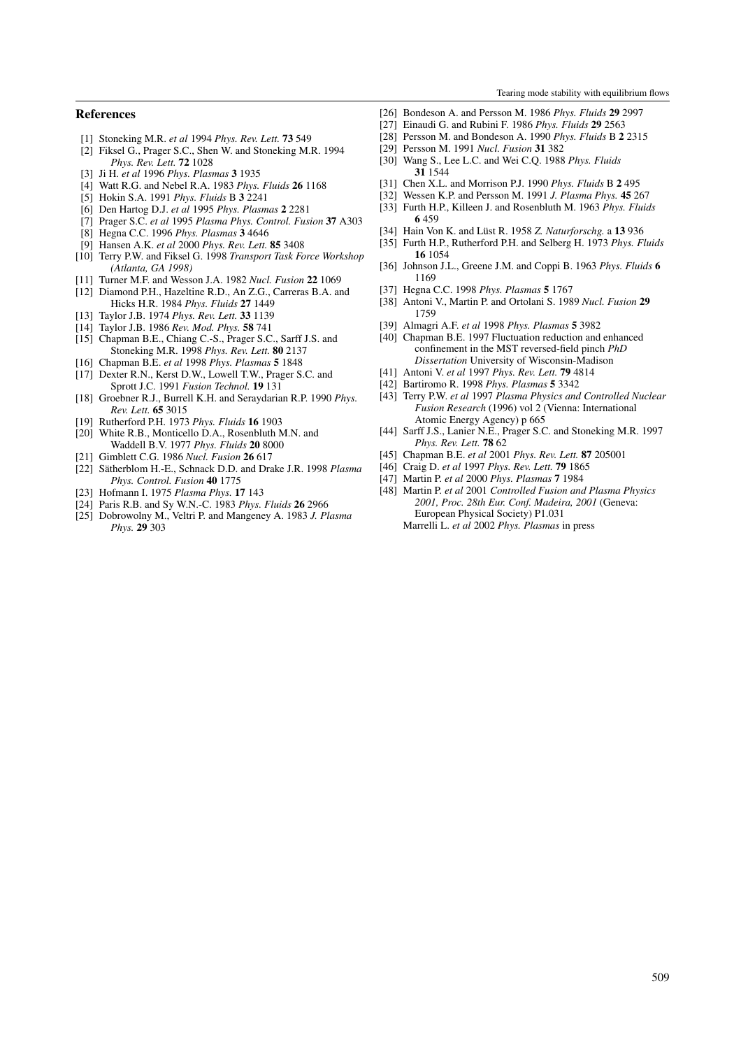## References

[1] Stoneking M.R. *et al* 1994 *Phys. Rev. Lett.* **73** 549

[2] Fiksel G., Prager S.C., Shen W. and Stoneking M.R. 1994 *Phys. Rev. Lett.* **72** 1028

[3] Ji H. *et al* 1996 *Phys. Plasmas* **3** 1935

[4] Watt R.G. and Nebel R.A. 1983 *Phys. Fluids* **26** 1168

[5] Hokin S.A. 1991 *Phys. Fluids* B **3** 2241

[6] Den Hartog D.J. *et al* 1995 *Phys. Plasmas* **2** 2281

[7] Prager S.C. *et al* 1995 *Plasma Phys. Control. Fusion* **37** A303

[8] Hegna C.C. 1996 *Phys. Plasmas* **3** 4646

[9] Hansen A.K. *et al* 2000 *Phys. Rev. Lett.* **85** 3408

[10] Terry P.W. and Fiksel G. 1998 *Transport Task Force Workshop (Atlanta, GA 1998)*

[11] Turner M.F. and Wesson J.A. 1982 *Nucl. Fusion* **22** 1069

[12] Diamond P.H., Hazeltine R.D., An Z.G., Carreras B.A. and Hicks H.R. 1984 *Phys. Fluids* **27** 1449

[13] Taylor J.B. 1974 *Phys. Rev. Lett.* **33** 1139

[14] Taylor J.B. 1986 *Rev. Mod. Phys.* **58** 741

[15] Chapman B.E., Chiang C.-S., Prager S.C., Sarff J.S. and Stoneking M.R. 1998 *Phys. Rev. Lett.* **80** 2137

[16] Chapman B.E. *et al* 1998 *Phys. Plasmas* **5** 1848

[17] Dexter R.N., Kerst D.W., Lowell T.W., Prager S.C. and Sprott J.C. 1991 *Fusion Technol.* **19** 131

[18] Groebner R.J., Burrell K.H. and Seraydarian R.P. 1990 *Phys. Rev. Lett.* **65** 3015

[19] Rutherford P.H. 1973 *Phys. Fluids* **16** 1903

[20] White R.B., Monticello D.A., Rosenbluth M.N. and Waddell B.V. 1977 *Phys. Fluids* **20** 8000

[21] Gimblett C.G. 1986 *Nucl. Fusion* **26** 617

[22] Sätherblom H.-E., Schnack D.D. and Drake J.R. 1998 *Plasma Phys. Control. Fusion* **40** 1775

[23] Hofmann I. 1975 *Plasma Phys.* **17** 143

[24] Paris R.B. and Sy W.N.-C. 1983 *Phys. Fluids* **26** 2966

[25] Dobrowolny M., Veltri P. and Mangeney A. 1983 *J. Plasma Phys.* **29** 303

[26] Bondeson A. and Persson M. 1986 *Phys. Fluids* **29** 2997

[27] Einaudi G. and Rubini F. 1986 *Phys. Fluids* **29** 2563

[28] Persson M. and Bondeson A. 1990 *Phys. Fluids* B **2** 2315

[29] Persson M. 1991 *Nucl. Fusion* **31** 382

[30] Wang S., Lee L.C. and Wei C.Q. 1988 *Phys. Fluids* **31** 1544

[31] Chen X.L. and Morrison P.J. 1990 *Phys. Fluids* B **2** 495

[32] Wessen K.P. and Persson M. 1991 *J. Plasma Phys.* **45** 267

[33] Furth H.P., Killeen J. and Rosenbluth M. 1963 *Phys. Fluids* **6** 459

[34] Hain Von K. and Lüst R. 1958 *Z. Naturforschg.* a **13** 936

[35] Furth H.P., Rutherford P.H. and Selberg H. 1973 *Phys. Fluids* **16** 1054

[36] Johnson J.L., Greene J.M. and Coppi B. 1963 *Phys. Fluids* **6** 1169

[37] Hegna C.C. 1998 *Phys. Plasmas* **5** 1767

[38] Antoni V., Martin P. and Ortolani S. 1989 *Nucl. Fusion* **29** 1759

[39] Almagri A.F. *et al* 1998 *Phys. Plasmas* **5** 3982

[40] Chapman B.E. 1997 Fluctuation reduction and enhanced confinement in the MST reversed-field pinch *PhD Dissertation* University of Wisconsin-Madison

[41] Antoni V. *et al* 1997 *Phys. Rev. Lett.* **79** 4814

[42] Bartiromo R. 1998 *Phys. Plasmas* **5** 3342

[43] Terry P.W. *et al* 1997 *Plasma Physics and Controlled Nuclear Fusion Research* (1996) vol 2 (Vienna: International Atomic Energy Agency) p 665

[44] Sarff J.S., Lanier N.E., Prager S.C. and Stoneking M.R. 1997 *Phys. Rev. Lett.* **78** 62

[45] Chapman B.E. *et al* 2001 *Phys. Rev. Lett.* **87** 205001

[46] Craig D. *et al* 1997 *Phys. Rev. Lett.* **79** 1865

[47] Martin P. *et al* 2000 *Phys. Plasmas* **7** 1984

[48] Martin P. *et al* 2001 *Controlled Fusion and Plasma Physics 2001, Proc. 28th Eur. Conf. Madeira, 2001* (Geneva: European Physical Society) P1.031

Marrelli L. *et al* 2002 *Phys. Plasmas* in press